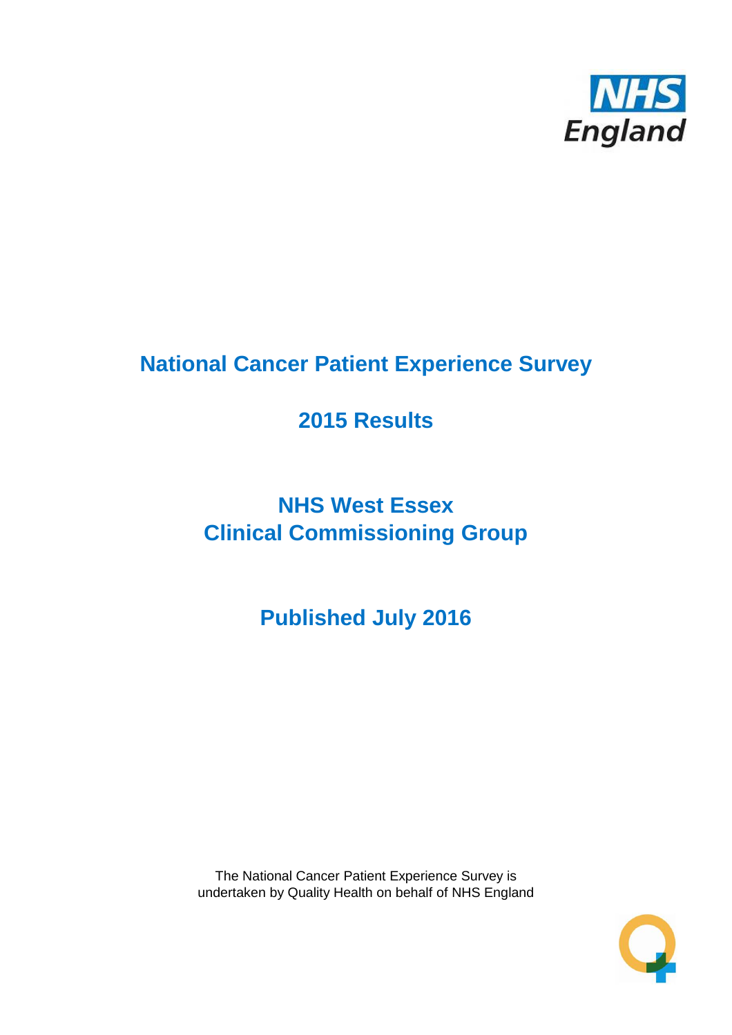# National Cancer Patient Experience Survey

## 2015 Results

## NHS West Essex Clinical Commissioning Group

## Published July 2016

The National Cancer Patient Experience Survey is undertaken by Quality Health on behalf of NHS England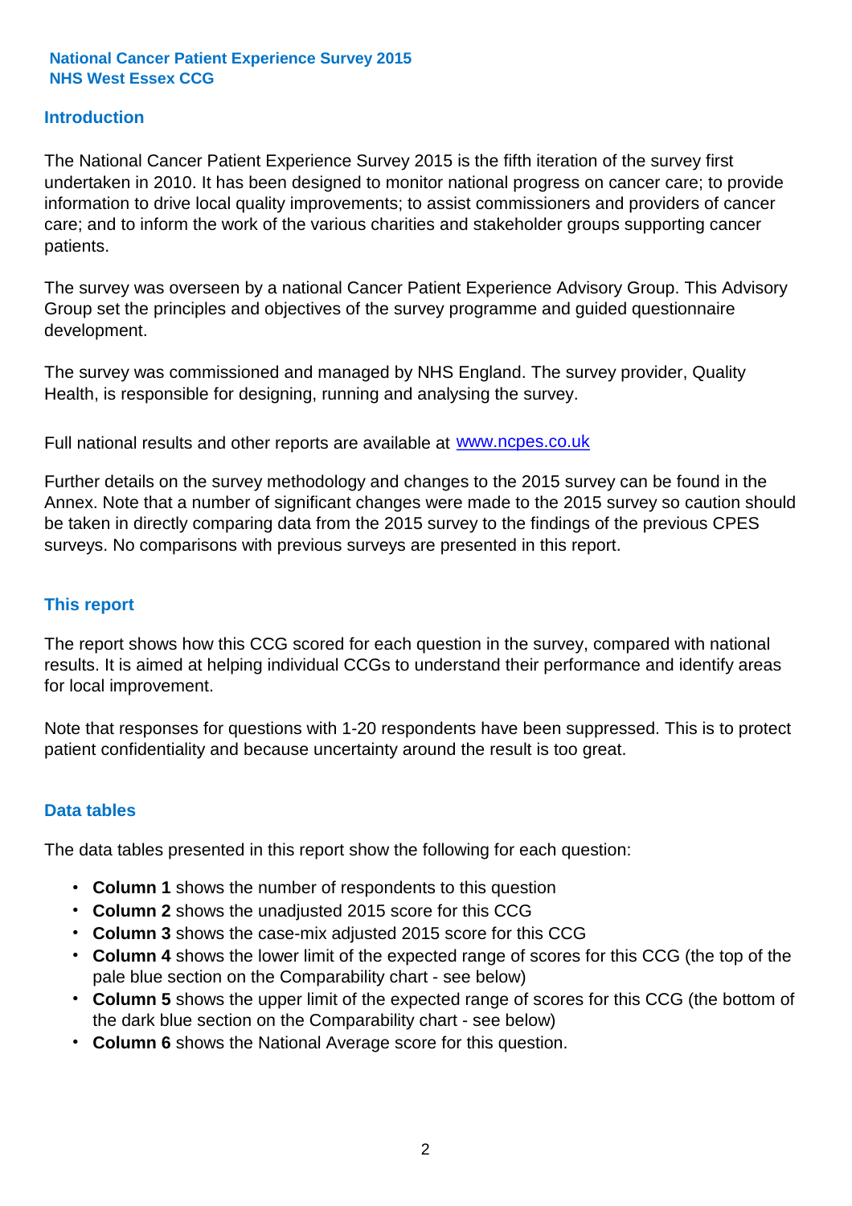**National Cancer Patient Experience Survey 2015**
**NHS West Essex CCG**

## Introduction

The National Cancer Patient Experience Survey 2015 is the fifth iteration of the survey first undertaken in 2010. It has been designed to monitor national progress on cancer care; to provide information to drive local quality improvements; to assist commissioners and providers of cancer care; and to inform the work of the various charities and stakeholder groups supporting cancer patients.

The survey was overseen by a national Cancer Patient Experience Advisory Group. This Advisory Group set the principles and objectives of the survey programme and guided questionnaire development.

The survey was commissioned and managed by NHS England. The survey provider, Quality Health, is responsible for designing, running and analysing the survey.

Full national results and other reports are available at www.ncpes.co.uk

Further details on the survey methodology and changes to the 2015 survey can be found in the Annex. Note that a number of significant changes were made to the 2015 survey so caution should be taken in directly comparing data from the 2015 survey to the findings of the previous CPES surveys. No comparisons with previous surveys are presented in this report.

## This report

The report shows how this CCG scored for each question in the survey, compared with national results. It is aimed at helping individual CCGs to understand their performance and identify areas for local improvement.

Note that responses for questions with 1-20 respondents have been suppressed. This is to protect patient confidentiality and because uncertainty around the result is too great.

## Data tables

The data tables presented in this report show the following for each question:

- **Column 1** shows the number of respondents to this question
- **Column 2** shows the unadjusted 2015 score for this CCG
- **Column 3** shows the case-mix adjusted 2015 score for this CCG
- **Column 4** shows the lower limit of the expected range of scores for this CCG (the top of the pale blue section on the Comparability chart - see below)
- **Column 5** shows the upper limit of the expected range of scores for this CCG (the bottom of the dark blue section on the Comparability chart - see below)
- **Column 6** shows the National Average score for this question.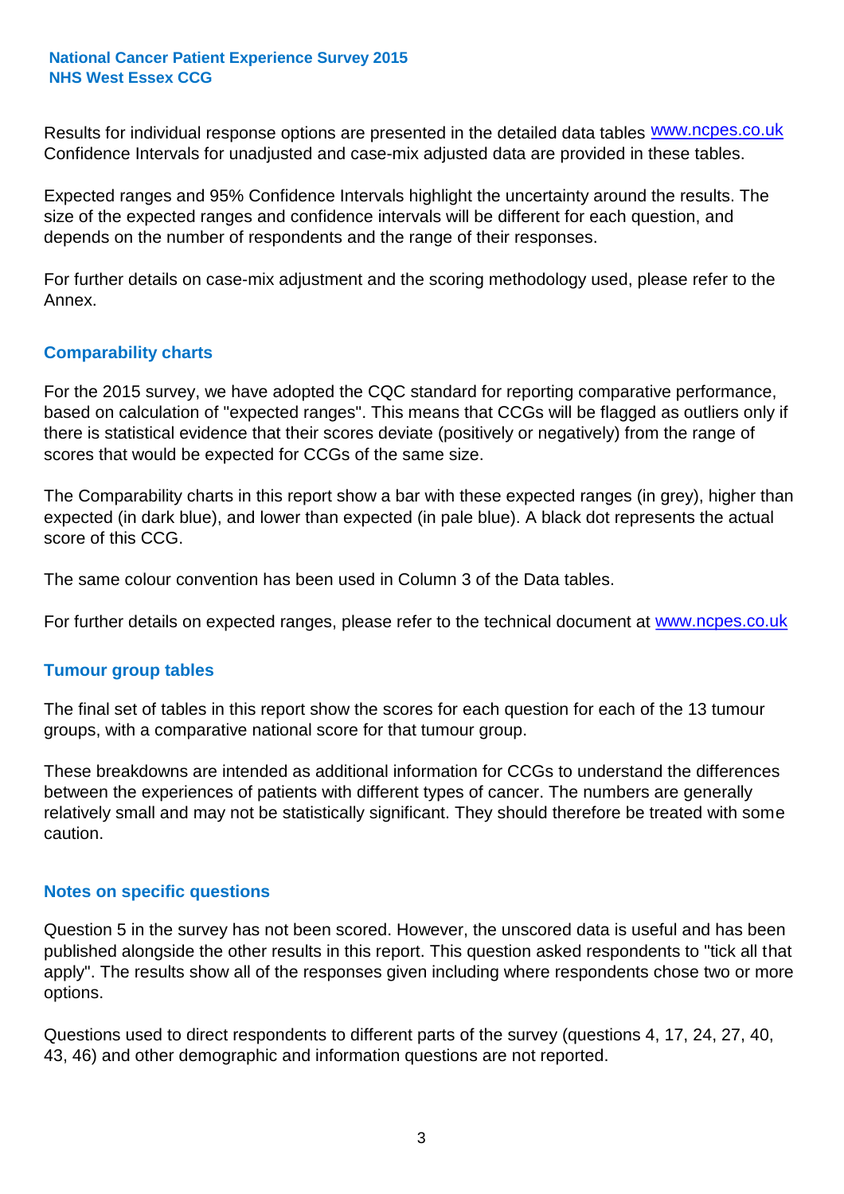Results for individual response options are presented in the detailed data tables www.ncpes.co.uk Confidence Intervals for unadjusted and case-mix adjusted data are provided in these tables.

Expected ranges and 95% Confidence Intervals highlight the uncertainty around the results. The size of the expected ranges and confidence intervals will be different for each question, and depends on the number of respondents and the range of their responses.

For further details on case-mix adjustment and the scoring methodology used, please refer to the Annex.

## Comparability charts

For the 2015 survey, we have adopted the CQC standard for reporting comparative performance, based on calculation of "expected ranges". This means that CCGs will be flagged as outliers only if there is statistical evidence that their scores deviate (positively or negatively) from the range of scores that would be expected for CCGs of the same size.

The Comparability charts in this report show a bar with these expected ranges (in grey), higher than expected (in dark blue), and lower than expected (in pale blue). A black dot represents the actual score of this CCG.

The same colour convention has been used in Column 3 of the Data tables.

For further details on expected ranges, please refer to the technical document at www.ncpes.co.uk

## Tumour group tables

The final set of tables in this report show the scores for each question for each of the 13 tumour groups, with a comparative national score for that tumour group.

These breakdowns are intended as additional information for CCGs to understand the differences between the experiences of patients with different types of cancer. The numbers are generally relatively small and may not be statistically significant. They should therefore be treated with some caution.

## Notes on specific questions

Question 5 in the survey has not been scored. However, the unscored data is useful and has been published alongside the other results in this report. This question asked respondents to "tick all that apply". The results show all of the responses given including where respondents chose two or more options.

Questions used to direct respondents to different parts of the survey (questions 4, 17, 24, 27, 40, 43, 46) and other demographic and information questions are not reported.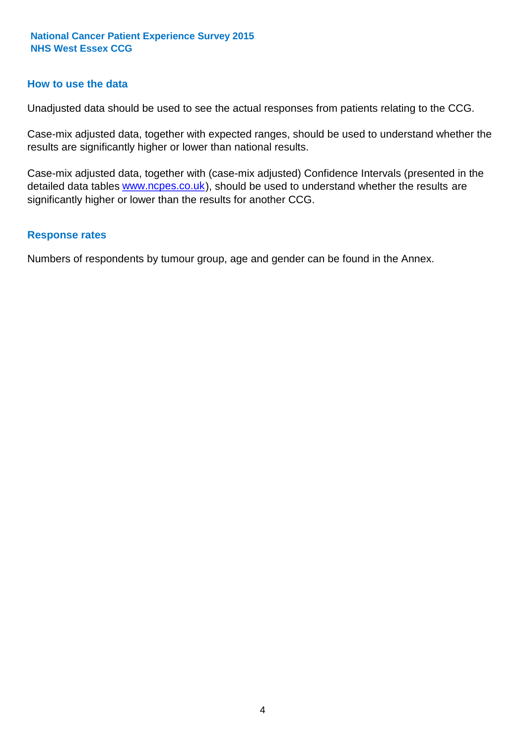## How to use the data

Unadjusted data should be used to see the actual responses from patients relating to the CCG.

Case-mix adjusted data, together with expected ranges, should be used to understand whether the results are significantly higher or lower than national results.

Case-mix adjusted data, together with (case-mix adjusted) Confidence Intervals (presented in the detailed data tables www.ncpes.co.uk), should be used to understand whether the results are significantly higher or lower than the results for another CCG.

## Response rates

Numbers of respondents by tumour group, age and gender can be found in the Annex.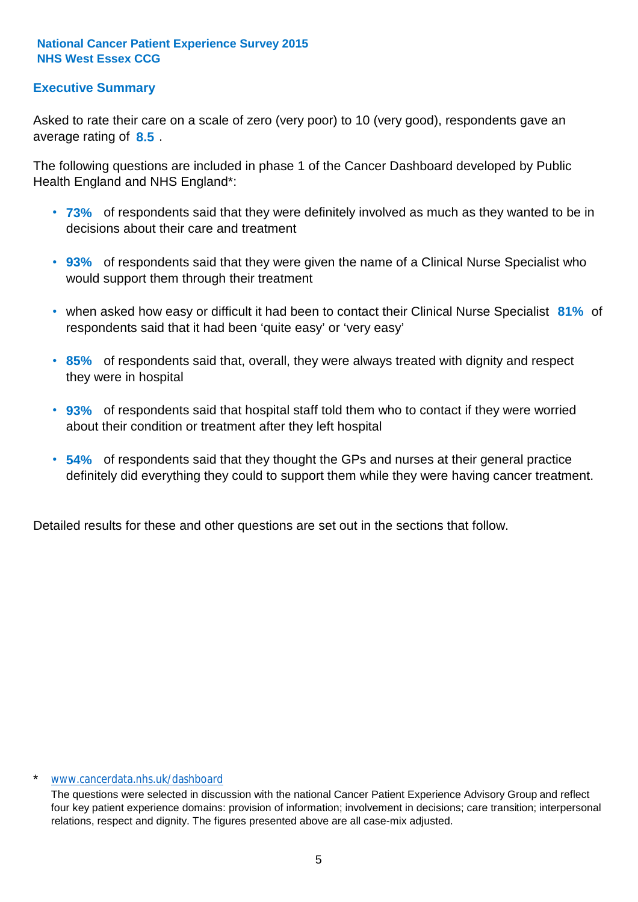**National Cancer Patient Experience Survey 2015**
**NHS West Essex CCG**

## Executive Summary

Asked to rate their care on a scale of zero (very poor) to 10 (very good), respondents gave an average rating of **8.5** .

The following questions are included in phase 1 of the Cancer Dashboard developed by Public Health England and NHS England*:

- **73%** of respondents said that they were definitely involved as much as they wanted to be in decisions about their care and treatment
- **93%** of respondents said that they were given the name of a Clinical Nurse Specialist who would support them through their treatment
- when asked how easy or difficult it had been to contact their Clinical Nurse Specialist **81%** of respondents said that it had been 'quite easy' or 'very easy'
- **85%** of respondents said that, overall, they were always treated with dignity and respect they were in hospital
- **93%** of respondents said that hospital staff told them who to contact if they were worried about their condition or treatment after they left hospital
- **54%** of respondents said that they thought the GPs and nurses at their general practice definitely did everything they could to support them while they were having cancer treatment.

Detailed results for these and other questions are set out in the sections that follow.

\* www.cancerdata.nhs.uk/dashboard

The questions were selected in discussion with the national Cancer Patient Experience Advisory Group and reflect four key patient experience domains: provision of information; involvement in decisions; care transition; interpersonal relations, respect and dignity. The figures presented above are all case-mix adjusted.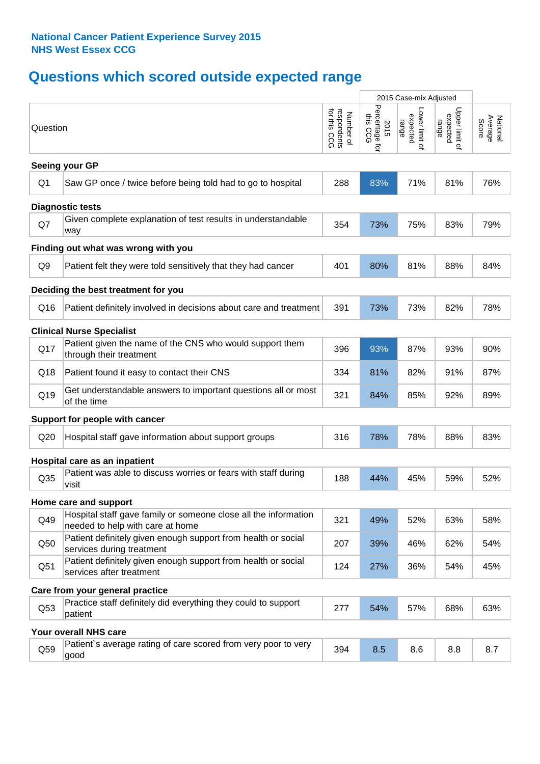**National Cancer Patient Experience Survey 2015**
**NHS West Essex CCG**

# Questions which scored outside expected range

| | Question | Number of respondents for this CCG | 2015 Case-mix Adjusted: 2015 Percentage for this CCG | 2015 Case-mix Adjusted: Lower limit of expected range | 2015 Case-mix Adjusted: Upper limit of expected range | National Average Score |
|---|---|---|---|---|---|---|
| **Seeing your GP** | | | | | | |
| Q1 | Saw GP once / twice before being told had to go to hospital | 288 | 83% | 71% | 81% | 76% |
| **Diagnostic tests** | | | | | | |
| Q7 | Given complete explanation of test results in understandable way | 354 | 73% | 75% | 83% | 79% |
| **Finding out what was wrong with you** | | | | | | |
| Q9 | Patient felt they were told sensitively that they had cancer | 401 | 80% | 81% | 88% | 84% |
| **Deciding the best treatment for you** | | | | | | |
| Q16 | Patient definitely involved in decisions about care and treatment | 391 | 73% | 73% | 82% | 78% |
| **Clinical Nurse Specialist** | | | | | | |
| Q17 | Patient given the name of the CNS who would support them through their treatment | 396 | 93% | 87% | 93% | 90% |
| Q18 | Patient found it easy to contact their CNS | 334 | 81% | 82% | 91% | 87% |
| Q19 | Get understandable answers to important questions all or most of the time | 321 | 84% | 85% | 92% | 89% |
| **Support for people with cancer** | | | | | | |
| Q20 | Hospital staff gave information about support groups | 316 | 78% | 78% | 88% | 83% |
| **Hospital care as an inpatient** | | | | | | |
| Q35 | Patient was able to discuss worries or fears with staff during visit | 188 | 44% | 45% | 59% | 52% |
| **Home care and support** | | | | | | |
| Q49 | Hospital staff gave family or someone close all the information needed to help with care at home | 321 | 49% | 52% | 63% | 58% |
| Q50 | Patient definitely given enough support from health or social services during treatment | 207 | 39% | 46% | 62% | 54% |
| Q51 | Patient definitely given enough support from health or social services after treatment | 124 | 27% | 36% | 54% | 45% |
| **Care from your general practice** | | | | | | |
| Q53 | Practice staff definitely did everything they could to support patient | 277 | 54% | 57% | 68% | 63% |
| **Your overall NHS care** | | | | | | |
| Q59 | Patient`s average rating of care scored from very poor to very good | 394 | 8.5 | 8.6 | 8.8 | 8.7 |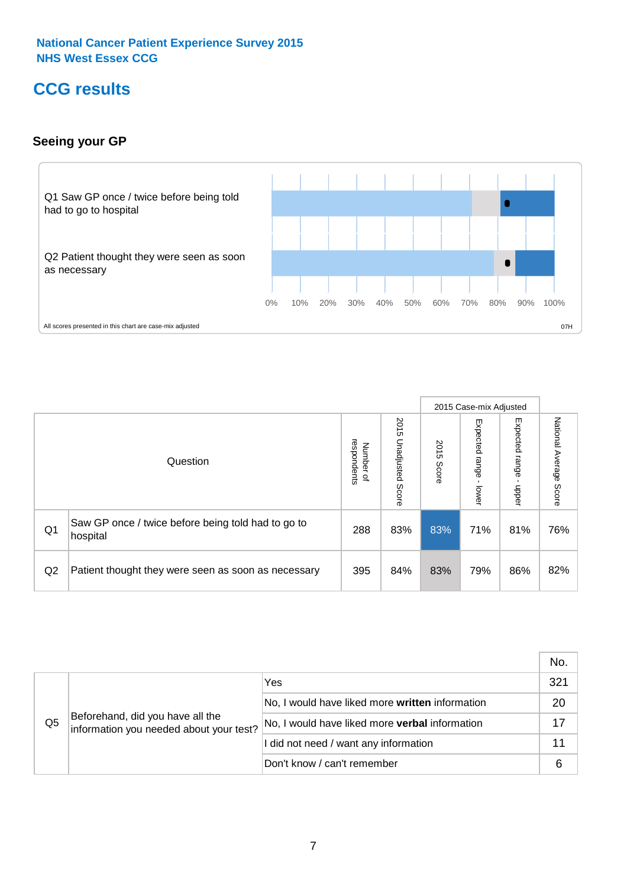National Cancer Patient Experience Survey 2015
NHS West Essex CCG

# CCG results

## Seeing your GP

Q1 Saw GP once / twice before being told had to go to hospital

Q2 Patient thought they were seen as soon as necessary

0% 10% 20% 30% 40% 50% 60% 70% 80% 90% 100%

All scores presented in this chart are case-mix adjusted

07H

| | Question | Number of respondents | 2015 Unadjusted Score | 2015 Case-mix Adjusted | | | National Average Score |
|---|---|---|---|---|---|---|---|
| | | | | 2015 Score | Expected range - lower | Expected range - upper | |
| Q1 | Saw GP once / twice before being told had to go to hospital | 288 | 83% | 83% | 71% | 81% | 76% |
| Q2 | Patient thought they were seen as soon as necessary | 395 | 84% | 83% | 79% | 86% | 82% |

| | | | No. |
|---|---|---|---|
| Q5 | Beforehand, did you have all the information you needed about your test? | Yes | 321 |
| | | No, I would have liked more **written** information | 20 |
| | | No, I would have liked more **verbal** information | 17 |
| | | I did not need / want any information | 11 |
| | | Don't know / can't remember | 6 |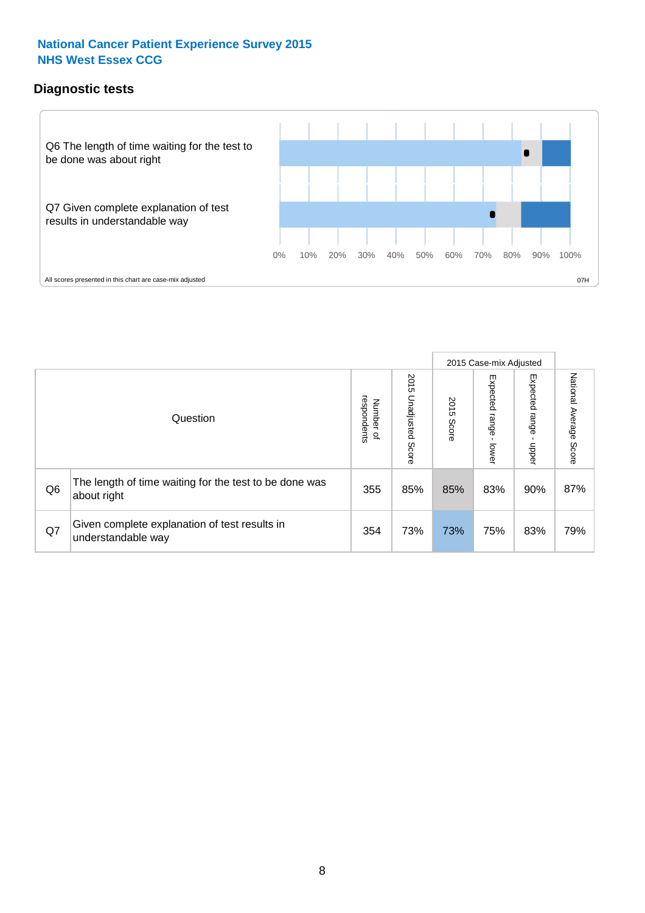**National Cancer Patient Experience Survey 2015**
**NHS West Essex CCG**

## Diagnostic tests

Q6 The length of time waiting for the test to be done was about right

Q7 Given complete explanation of test results in understandable way

0% 10% 20% 30% 40% 50% 60% 70% 80% 90% 100%

All scores presented in this chart are case-mix adjusted

07H

| | Question | Number of respondents | 2015 Unadjusted Score | 2015 Case-mix Adjusted | | | National Average Score |
|---|---|---|---|---|---|---|---|
| | | | | 2015 Score | Expected range - lower | Expected range - upper | |
| Q6 | The length of time waiting for the test to be done was about right | 355 | 85% | 85% | 83% | 90% | 87% |
| Q7 | Given complete explanation of test results in understandable way | 354 | 73% | 73% | 75% | 83% | 79% |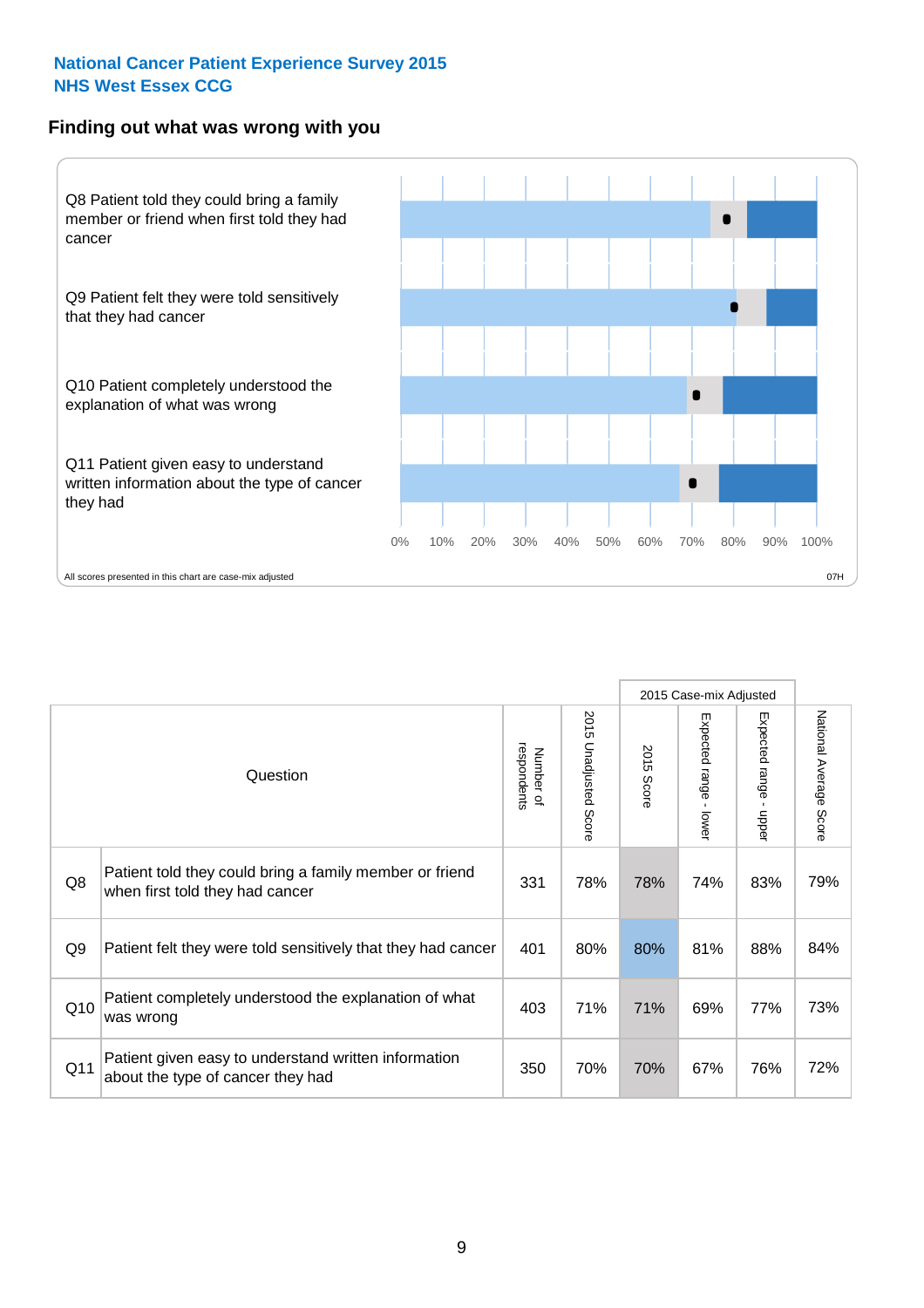National Cancer Patient Experience Survey 2015
NHS West Essex CCG

## Finding out what was wrong with you

Q8 Patient told they could bring a family member or friend when first told they had cancer

Q9 Patient felt they were told sensitively that they had cancer

Q10 Patient completely understood the explanation of what was wrong

Q11 Patient given easy to understand written information about the type of cancer they had

0% 10% 20% 30% 40% 50% 60% 70% 80% 90% 100%

All scores presented in this chart are case-mix adjusted

07H

| | Question | Number of respondents | 2015 Unadjusted Score | 2015 Case-mix Adjusted: 2015 Score | 2015 Case-mix Adjusted: Expected range - lower | 2015 Case-mix Adjusted: Expected range - upper | National Average Score |
|---|---|---|---|---|---|---|---|
| Q8 | Patient told they could bring a family member or friend when first told they had cancer | 331 | 78% | 78% | 74% | 83% | 79% |
| Q9 | Patient felt they were told sensitively that they had cancer | 401 | 80% | 80% | 81% | 88% | 84% |
| Q10 | Patient completely understood the explanation of what was wrong | 403 | 71% | 71% | 69% | 77% | 73% |
| Q11 | Patient given easy to understand written information about the type of cancer they had | 350 | 70% | 70% | 67% | 76% | 72% |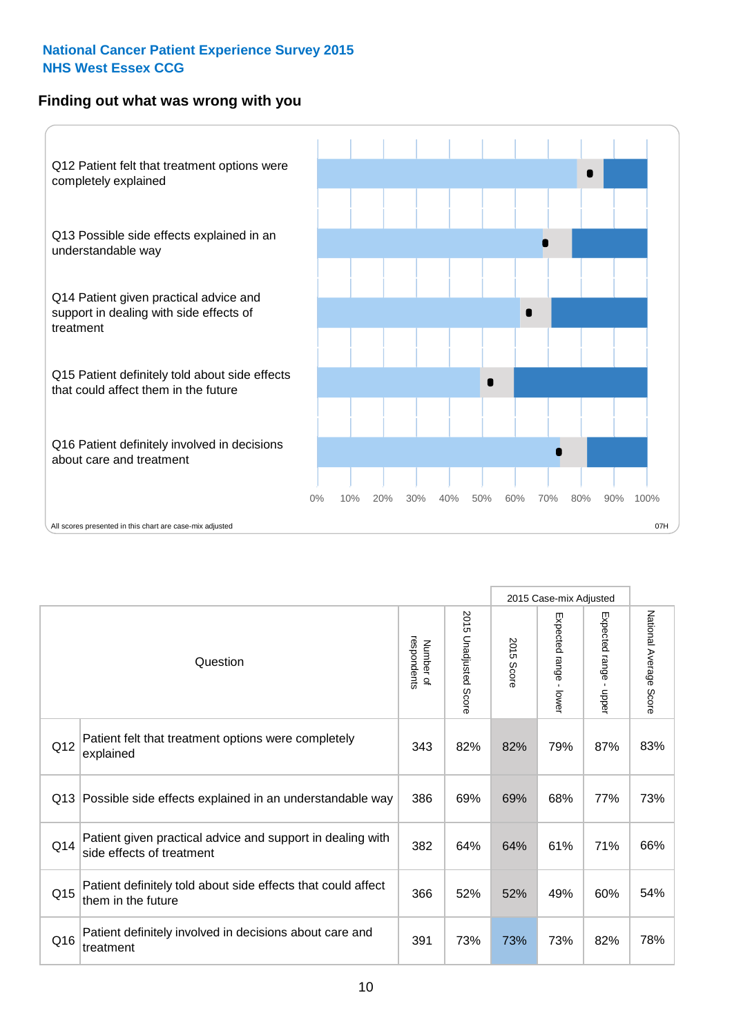**National Cancer Patient Experience Survey 2015**
**NHS West Essex CCG**

## Finding out what was wrong with you

Q12 Patient felt that treatment options were completely explained

Q13 Possible side effects explained in an understandable way

Q14 Patient given practical advice and support in dealing with side effects of treatment

Q15 Patient definitely told about side effects that could affect them in the future

Q16 Patient definitely involved in decisions about care and treatment

0% 10% 20% 30% 40% 50% 60% 70% 80% 90% 100%

All scores presented in this chart are case-mix adjusted

07H

| | Question | Number of respondents | 2015 Unadjusted Score | 2015 Case-mix Adjusted | | | National Average Score |
|---|---|---|---|---|---|---|---|
| | | | | 2015 Score | Expected range - lower | Expected range - upper | |
| Q12 | Patient felt that treatment options were completely explained | 343 | 82% | 82% | 79% | 87% | 83% |
| Q13 | Possible side effects explained in an understandable way | 386 | 69% | 69% | 68% | 77% | 73% |
| Q14 | Patient given practical advice and support in dealing with side effects of treatment | 382 | 64% | 64% | 61% | 71% | 66% |
| Q15 | Patient definitely told about side effects that could affect them in the future | 366 | 52% | 52% | 49% | 60% | 54% |
| Q16 | Patient definitely involved in decisions about care and treatment | 391 | 73% | 73% | 73% | 82% | 78% |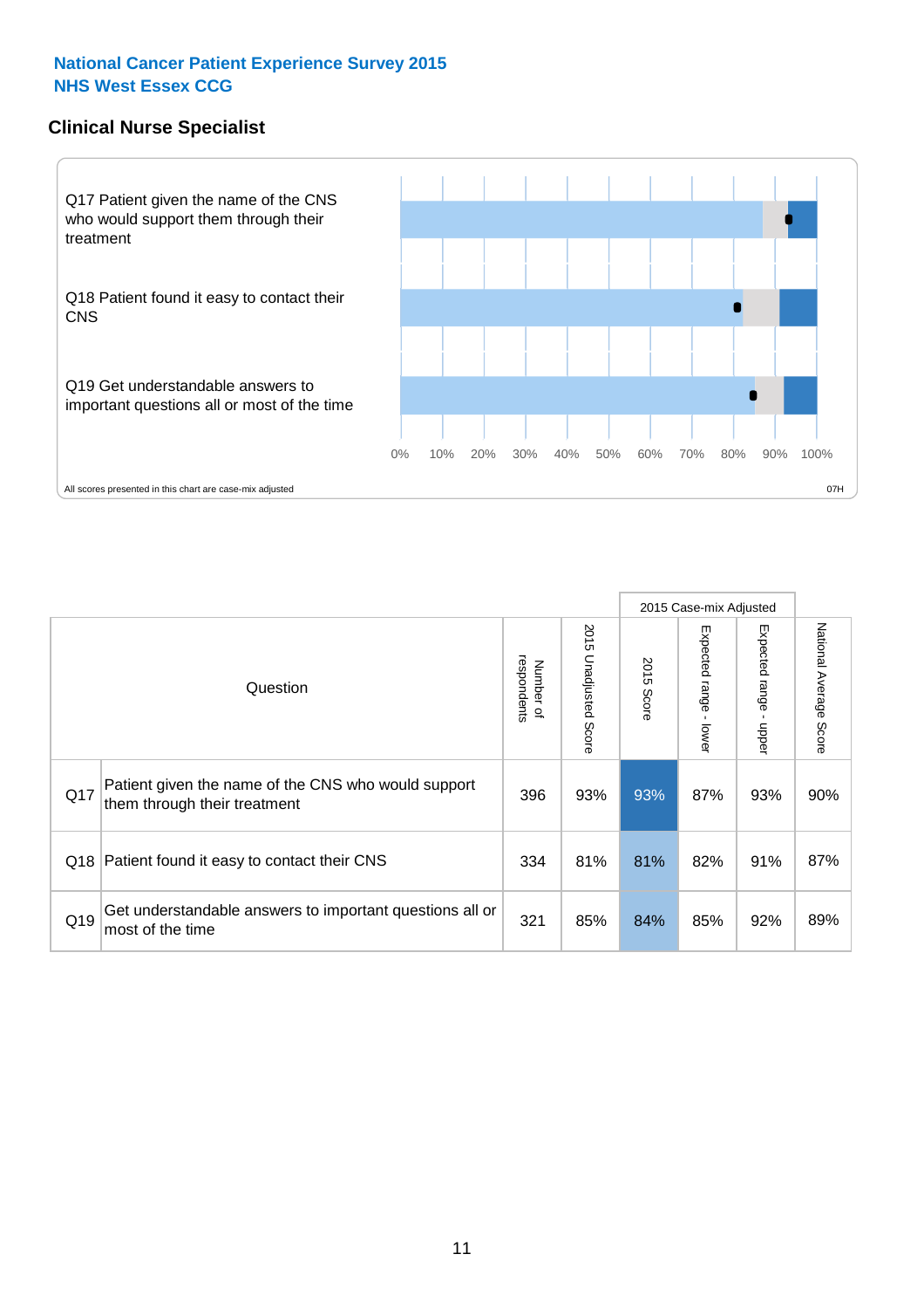# National Cancer Patient Experience Survey 2015
# NHS West Essex CCG

## Clinical Nurse Specialist

Q17 Patient given the name of the CNS who would support them through their treatment

Q18 Patient found it easy to contact their CNS

Q19 Get understandable answers to important questions all or most of the time

0% 10% 20% 30% 40% 50% 60% 70% 80% 90% 100%

All scores presented in this chart are case-mix adjusted

07H

| | Question | Number of respondents | 2015 Unadjusted Score | 2015 Case-mix Adjusted: 2015 Score | 2015 Case-mix Adjusted: Expected range - lower | 2015 Case-mix Adjusted: Expected range - upper | National Average Score |
|---|---|---|---|---|---|---|---|
| Q17 | Patient given the name of the CNS who would support them through their treatment | 396 | 93% | 93% | 87% | 93% | 90% |
| Q18 | Patient found it easy to contact their CNS | 334 | 81% | 81% | 82% | 91% | 87% |
| Q19 | Get understandable answers to important questions all or most of the time | 321 | 85% | 84% | 85% | 92% | 89% |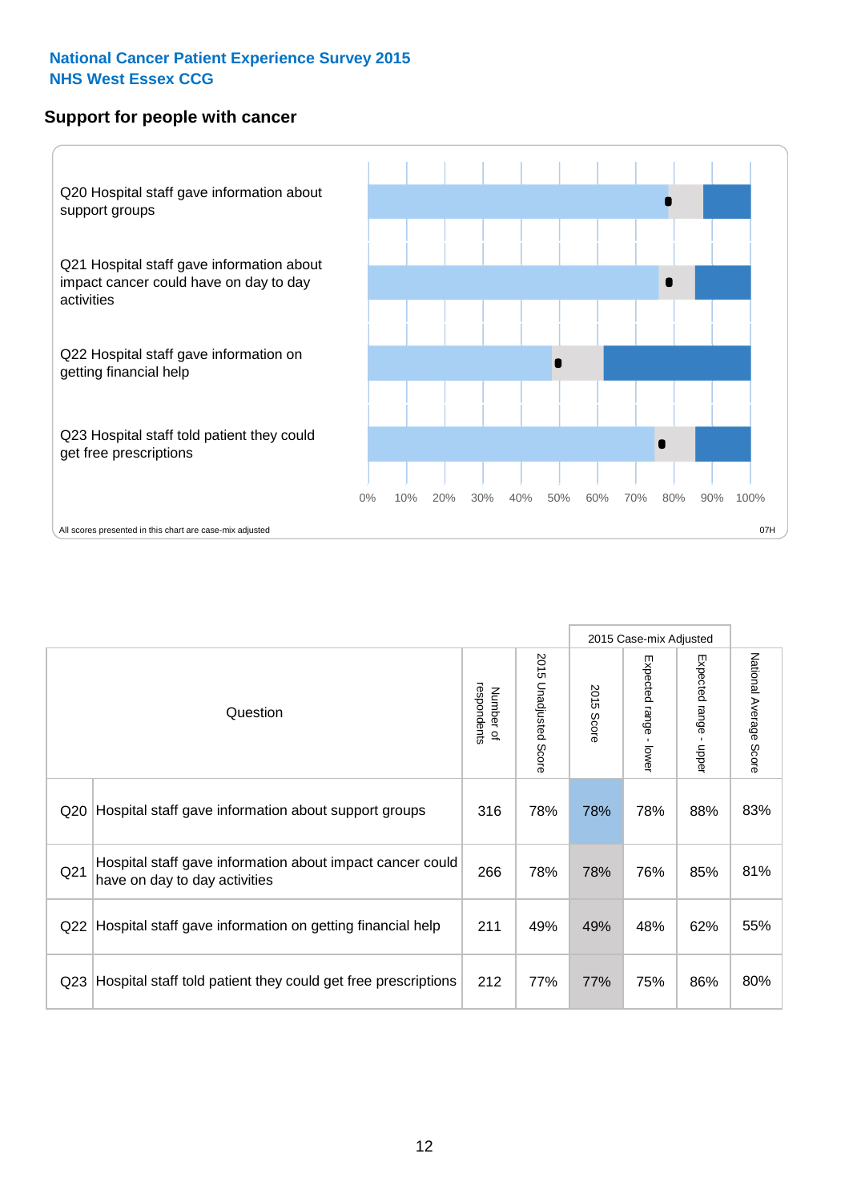**National Cancer Patient Experience Survey 2015**
**NHS West Essex CCG**

## Support for people with cancer

Q20 Hospital staff gave information about support groups

Q21 Hospital staff gave information about impact cancer could have on day to day activities

Q22 Hospital staff gave information on getting financial help

Q23 Hospital staff told patient they could get free prescriptions

0% 10% 20% 30% 40% 50% 60% 70% 80% 90% 100%

All scores presented in this chart are case-mix adjusted

07H

| | Question | Number of respondents | 2015 Unadjusted Score | 2015 Case-mix Adjusted | | | National Average Score |
|---|---|---|---|---|---|---|---|
| | | | | 2015 Score | Expected range - lower | Expected range - upper | |
| Q20 | Hospital staff gave information about support groups | 316 | 78% | 78% | 78% | 88% | 83% |
| Q21 | Hospital staff gave information about impact cancer could have on day to day activities | 266 | 78% | 78% | 76% | 85% | 81% |
| Q22 | Hospital staff gave information on getting financial help | 211 | 49% | 49% | 48% | 62% | 55% |
| Q23 | Hospital staff told patient they could get free prescriptions | 212 | 77% | 77% | 75% | 86% | 80% |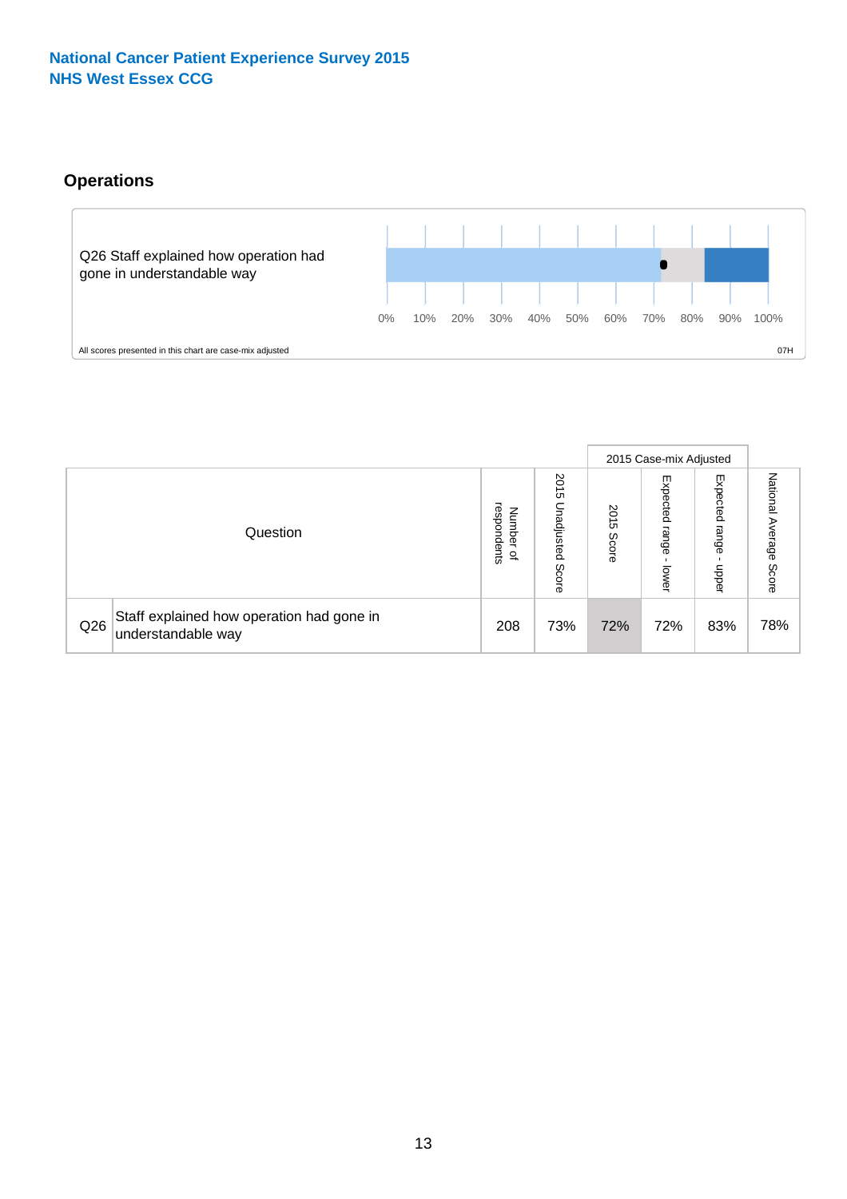National Cancer Patient Experience Survey 2015
NHS West Essex CCG

## Operations

Q26 Staff explained how operation had gone in understandable way

0% 10% 20% 30% 40% 50% 60% 70% 80% 90% 100%

All scores presented in this chart are case-mix adjusted

07H

| | Question | Number of respondents | 2015 Unadjusted Score | 2015 Case-mix Adjusted | | | National Average Score |
|---|---|---|---|---|---|---|---|
| | | | | 2015 Score | Expected range - lower | Expected range - upper | |
| Q26 | Staff explained how operation had gone in understandable way | 208 | 73% | 72% | 72% | 83% | 78% |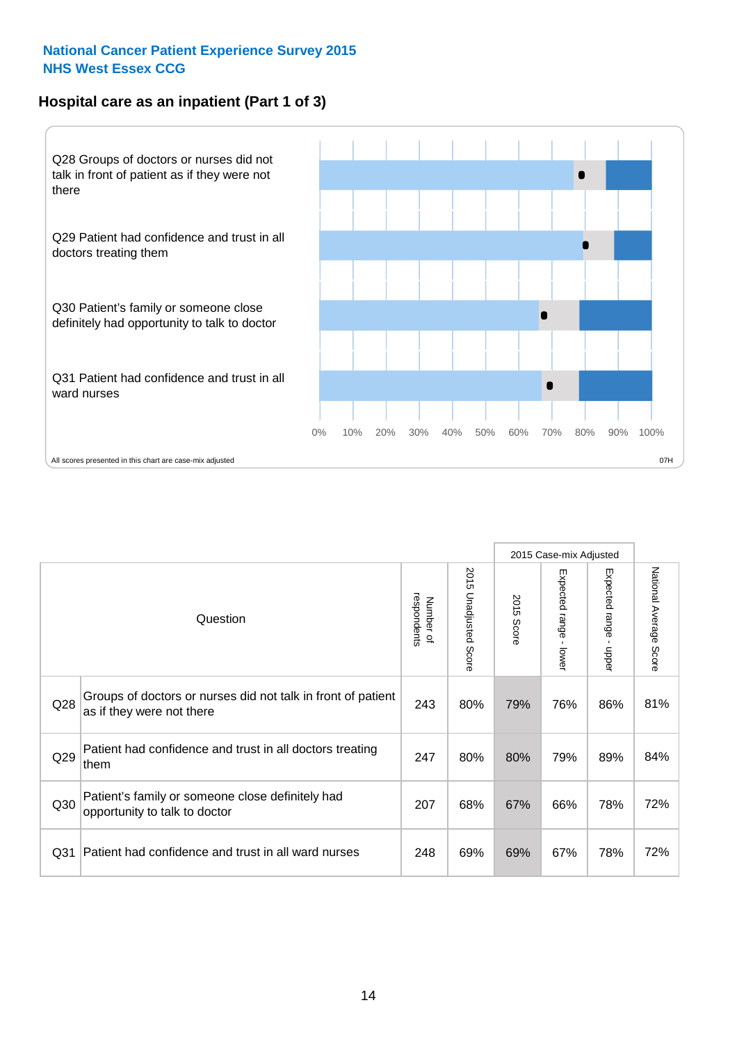**National Cancer Patient Experience Survey 2015**
**NHS West Essex CCG**

## Hospital care as an inpatient (Part 1 of 3)

Q28 Groups of doctors or nurses did not talk in front of patient as if they were not there

Q29 Patient had confidence and trust in all doctors treating them

Q30 Patient's family or someone close definitely had opportunity to talk to doctor

Q31 Patient had confidence and trust in all ward nurses

0% 10% 20% 30% 40% 50% 60% 70% 80% 90% 100%

All scores presented in this chart are case-mix adjusted

07H

| | Question | Number of respondents | 2015 Unadjusted Score | 2015 Case-mix Adjusted | | | National Average Score |
|---|---|---|---|---|---|---|---|
| | | | | 2015 Score | Expected range - lower | Expected range - upper | |
| Q28 | Groups of doctors or nurses did not talk in front of patient as if they were not there | 243 | 80% | 79% | 76% | 86% | 81% |
| Q29 | Patient had confidence and trust in all doctors treating them | 247 | 80% | 80% | 79% | 89% | 84% |
| Q30 | Patient's family or someone close definitely had opportunity to talk to doctor | 207 | 68% | 67% | 66% | 78% | 72% |
| Q31 | Patient had confidence and trust in all ward nurses | 248 | 69% | 69% | 67% | 78% | 72% |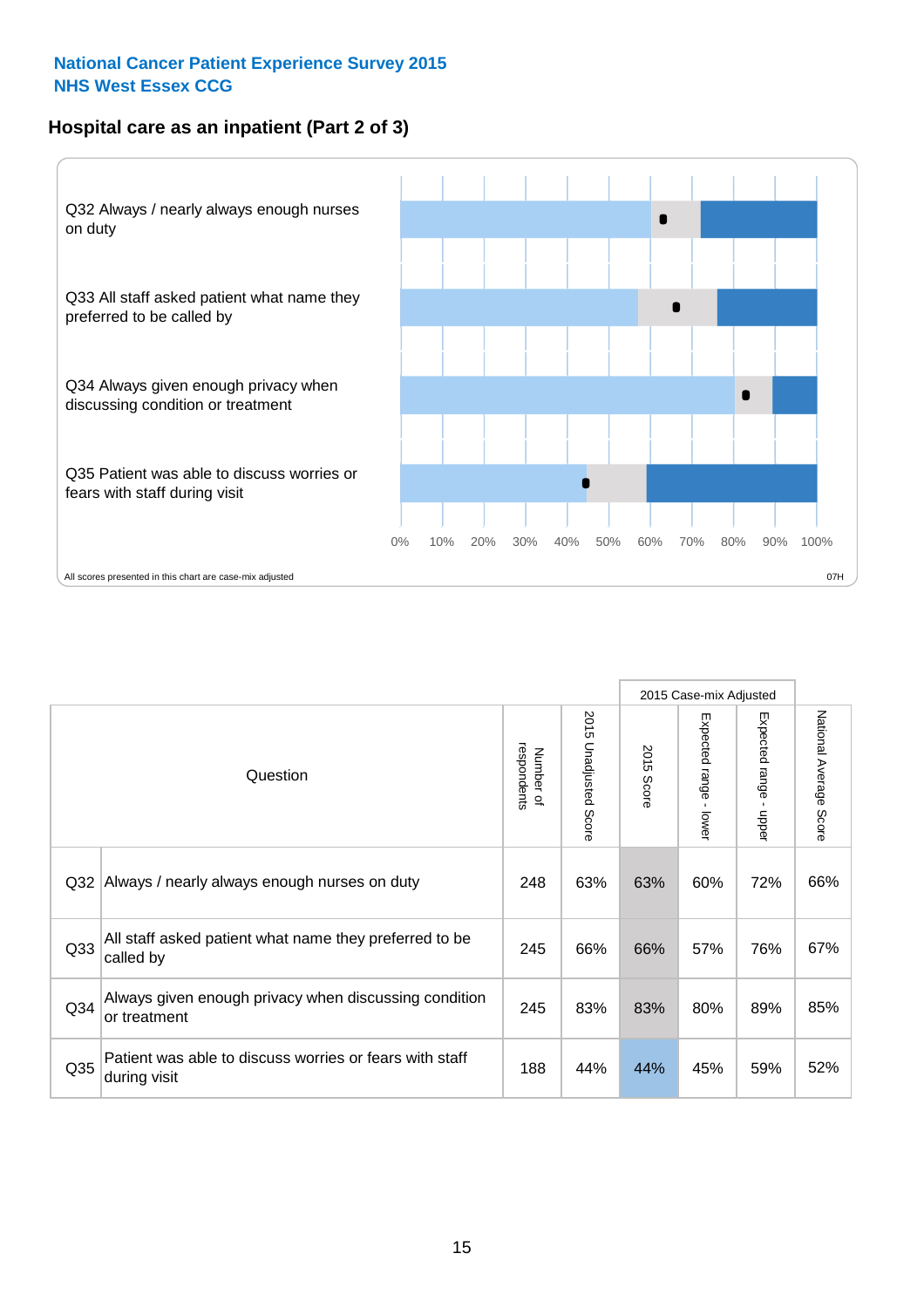**National Cancer Patient Experience Survey 2015**
**NHS West Essex CCG**

## Hospital care as an inpatient (Part 2 of 3)

Q32 Always / nearly always enough nurses on duty

Q33 All staff asked patient what name they preferred to be called by

Q34 Always given enough privacy when discussing condition or treatment

Q35 Patient was able to discuss worries or fears with staff during visit

0% 10% 20% 30% 40% 50% 60% 70% 80% 90% 100%

All scores presented in this chart are case-mix adjusted

07H

| Question | | Number of respondents | 2015 Unadjusted Score | 2015 Case-mix Adjusted | | | National Average Score |
|---|---|---|---|---|---|---|---|
| | | | | 2015 Score | Expected range - lower | Expected range - upper | |
| Q32 | Always / nearly always enough nurses on duty | 248 | 63% | 63% | 60% | 72% | 66% |
| Q33 | All staff asked patient what name they preferred to be called by | 245 | 66% | 66% | 57% | 76% | 67% |
| Q34 | Always given enough privacy when discussing condition or treatment | 245 | 83% | 83% | 80% | 89% | 85% |
| Q35 | Patient was able to discuss worries or fears with staff during visit | 188 | 44% | 44% | 45% | 59% | 52% |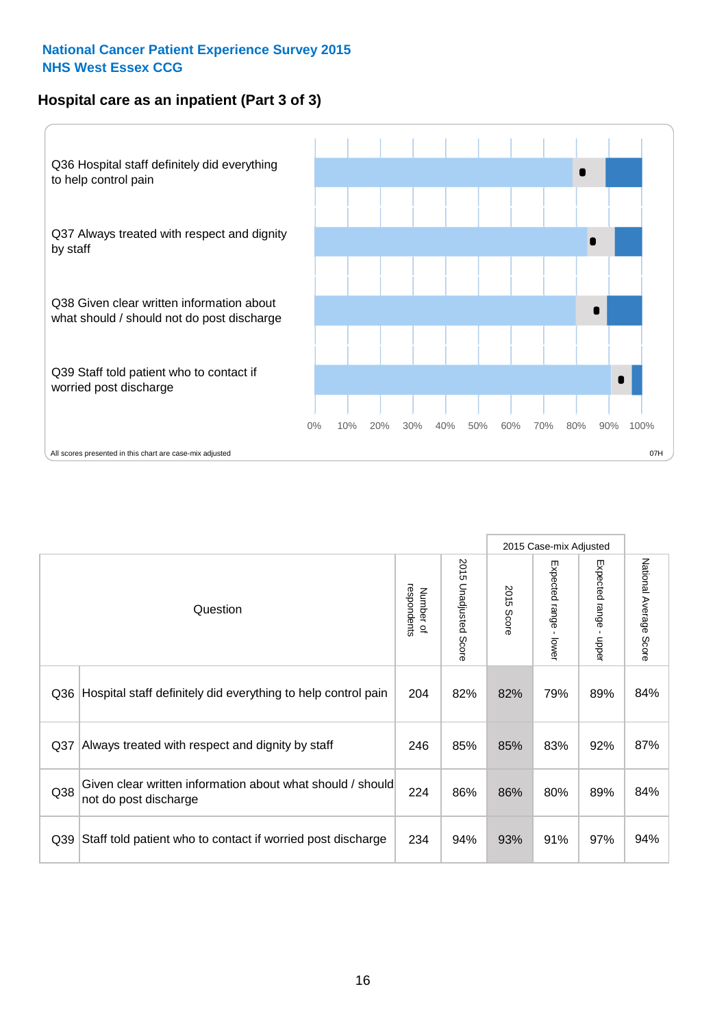**National Cancer Patient Experience Survey 2015**
**NHS West Essex CCG**

## Hospital care as an inpatient (Part 3 of 3)

Q36 Hospital staff definitely did everything to help control pain

Q37 Always treated with respect and dignity by staff

Q38 Given clear written information about what should / should not do post discharge

Q39 Staff told patient who to contact if worried post discharge

0% 10% 20% 30% 40% 50% 60% 70% 80% 90% 100%

All scores presented in this chart are case-mix adjusted

07H

| Question | | Number of respondents | 2015 Unadjusted Score | 2015 Case-mix Adjusted | | | National Average Score |
|---|---|---|---|---|---|---|---|
| | | | | 2015 Score | Expected range - lower | Expected range - upper | |
| Q36 | Hospital staff definitely did everything to help control pain | 204 | 82% | 82% | 79% | 89% | 84% |
| Q37 | Always treated with respect and dignity by staff | 246 | 85% | 85% | 83% | 92% | 87% |
| Q38 | Given clear written information about what should / should not do post discharge | 224 | 86% | 86% | 80% | 89% | 84% |
| Q39 | Staff told patient who to contact if worried post discharge | 234 | 94% | 93% | 91% | 97% | 94% |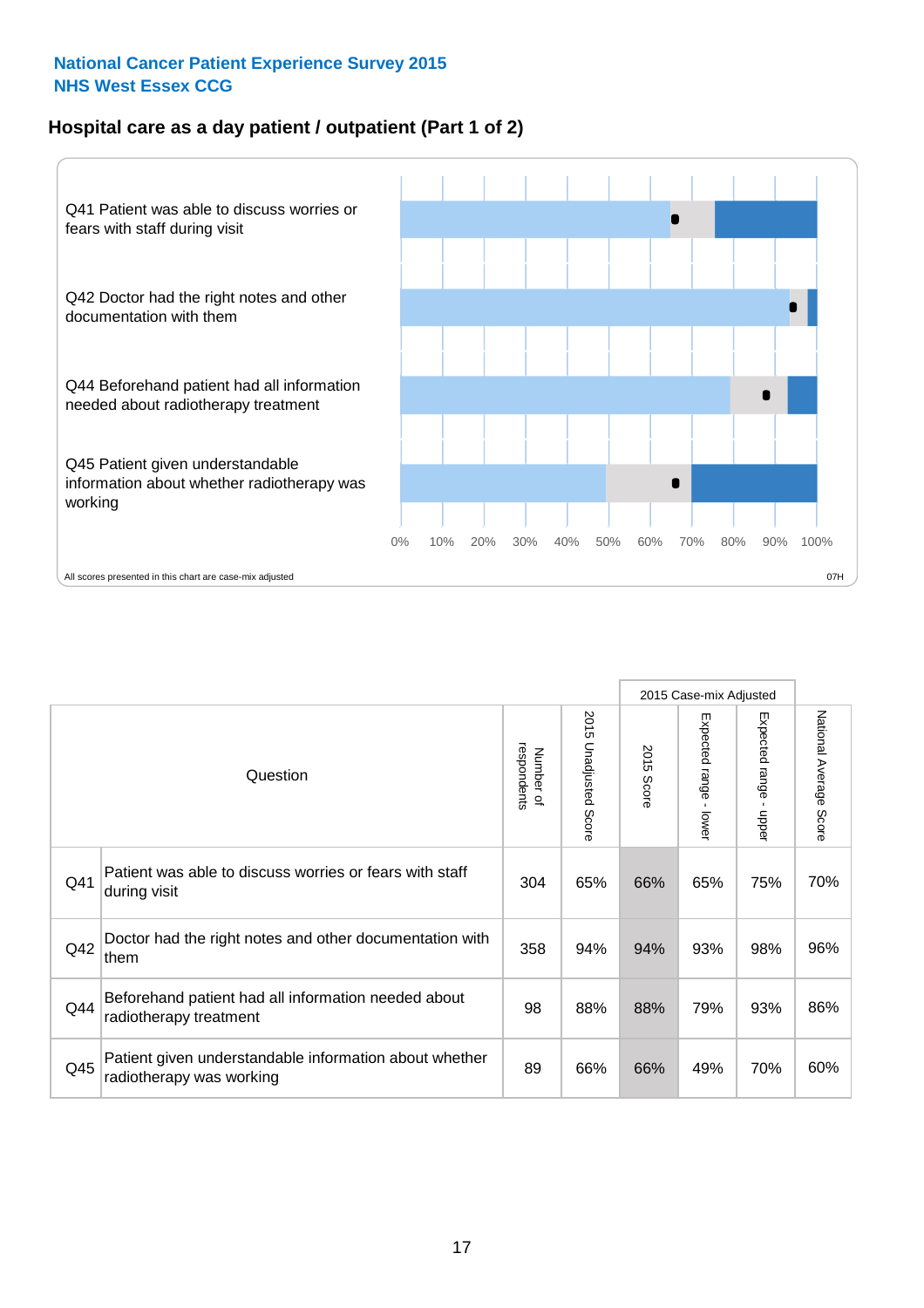**National Cancer Patient Experience Survey 2015**
**NHS West Essex CCG**

## Hospital care as a day patient / outpatient (Part 1 of 2)

Q41 Patient was able to discuss worries or fears with staff during visit

Q42 Doctor had the right notes and other documentation with them

Q44 Beforehand patient had all information needed about radiotherapy treatment

Q45 Patient given understandable information about whether radiotherapy was working

0% 10% 20% 30% 40% 50% 60% 70% 80% 90% 100%

All scores presented in this chart are case-mix adjusted

07H

| | Question | Number of respondents | 2015 Unadjusted Score | 2015 Case-mix Adjusted | | | National Average Score |
|---|---|---|---|---|---|---|---|
| | | | | 2015 Score | Expected range - lower | Expected range - upper | |
| Q41 | Patient was able to discuss worries or fears with staff during visit | 304 | 65% | 66% | 65% | 75% | 70% |
| Q42 | Doctor had the right notes and other documentation with them | 358 | 94% | 94% | 93% | 98% | 96% |
| Q44 | Beforehand patient had all information needed about radiotherapy treatment | 98 | 88% | 88% | 79% | 93% | 86% |
| Q45 | Patient given understandable information about whether radiotherapy was working | 89 | 66% | 66% | 49% | 70% | 60% |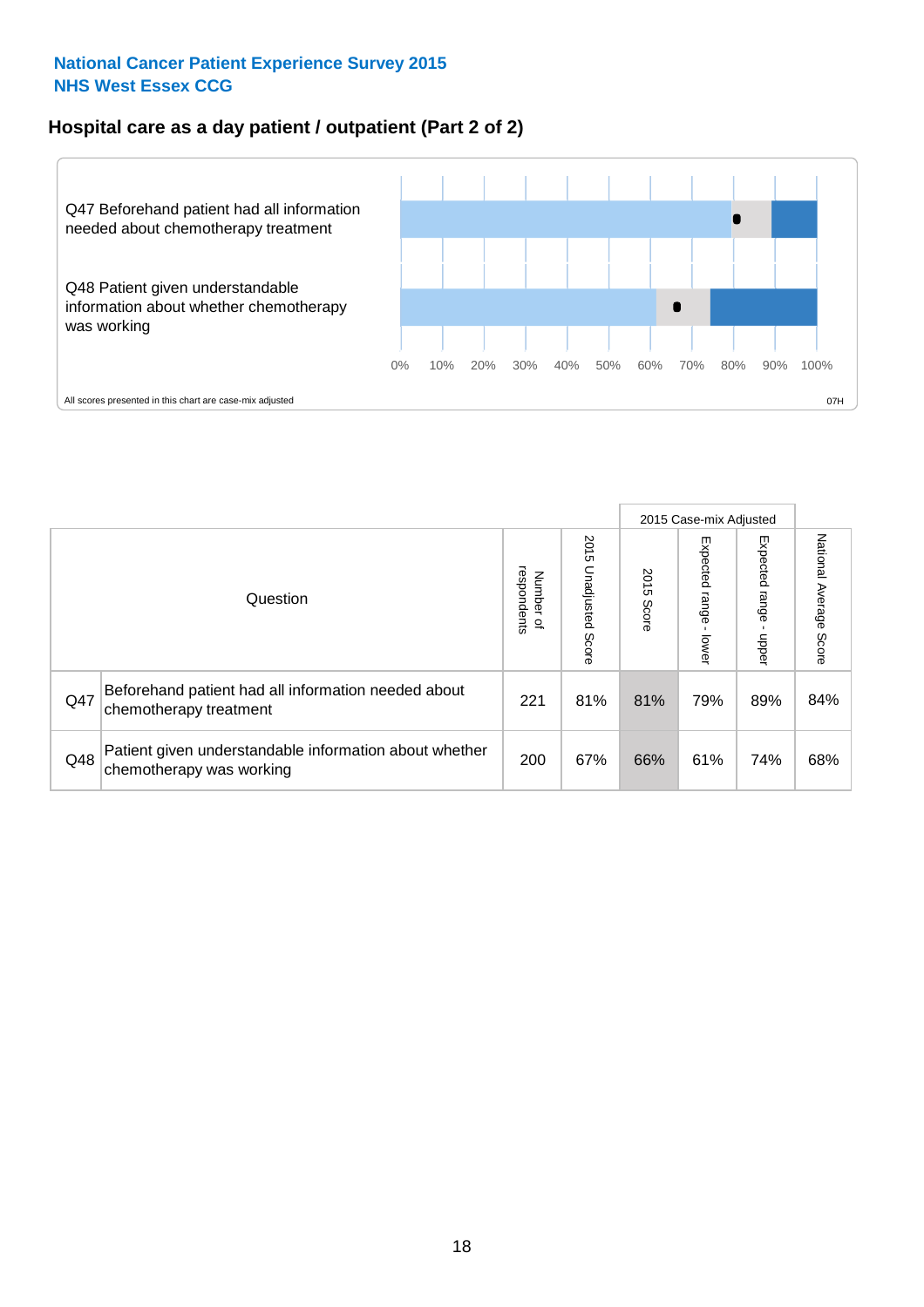**National Cancer Patient Experience Survey 2015**
**NHS West Essex CCG**

## Hospital care as a day patient / outpatient (Part 2 of 2)

Q47 Beforehand patient had all information needed about chemotherapy treatment

Q48 Patient given understandable information about whether chemotherapy was working

0% 10% 20% 30% 40% 50% 60% 70% 80% 90% 100%

All scores presented in this chart are case-mix adjusted

07H

| Question | | Number of respondents | 2015 Unadjusted Score | 2015 Case-mix Adjusted: 2015 Score | 2015 Case-mix Adjusted: Expected range - lower | 2015 Case-mix Adjusted: Expected range - upper | National Average Score |
|---|---|---|---|---|---|---|---|
| Q47 | Beforehand patient had all information needed about chemotherapy treatment | 221 | 81% | 81% | 79% | 89% | 84% |
| Q48 | Patient given understandable information about whether chemotherapy was working | 200 | 67% | 66% | 61% | 74% | 68% |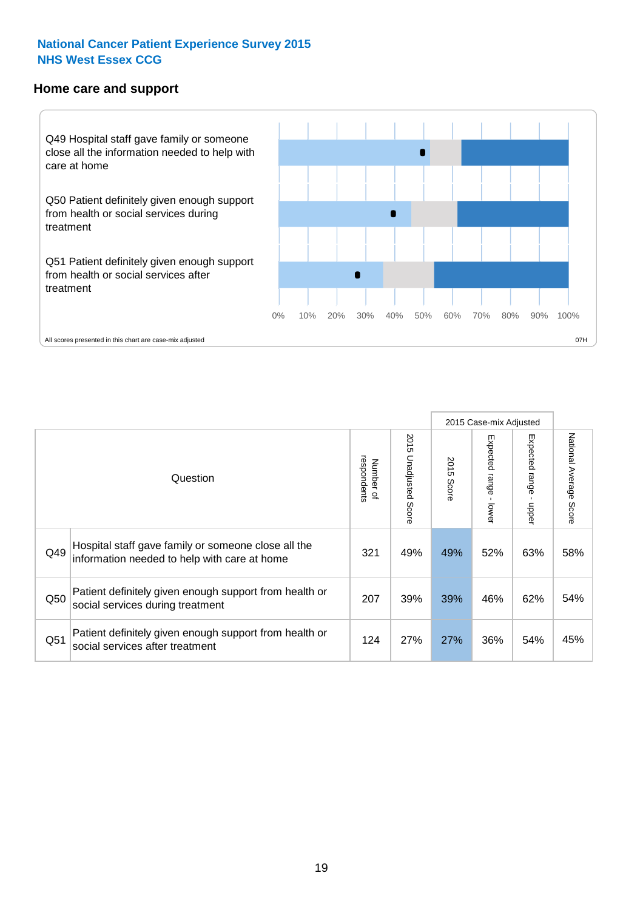**National Cancer Patient Experience Survey 2015**
**NHS West Essex CCG**

## Home care and support

Q49 Hospital staff gave family or someone close all the information needed to help with care at home

Q50 Patient definitely given enough support from health or social services during treatment

Q51 Patient definitely given enough support from health or social services after treatment

0% 10% 20% 30% 40% 50% 60% 70% 80% 90% 100%

All scores presented in this chart are case-mix adjusted

07H

| | Question | Number of respondents | 2015 Unadjusted Score | 2015 Case-mix Adjusted: 2015 Score | 2015 Case-mix Adjusted: Expected range - lower | 2015 Case-mix Adjusted: Expected range - upper | National Average Score |
|---|---|---|---|---|---|---|---|
| Q49 | Hospital staff gave family or someone close all the information needed to help with care at home | 321 | 49% | 49% | 52% | 63% | 58% |
| Q50 | Patient definitely given enough support from health or social services during treatment | 207 | 39% | 39% | 46% | 62% | 54% |
| Q51 | Patient definitely given enough support from health or social services after treatment | 124 | 27% | 27% | 36% | 54% | 45% |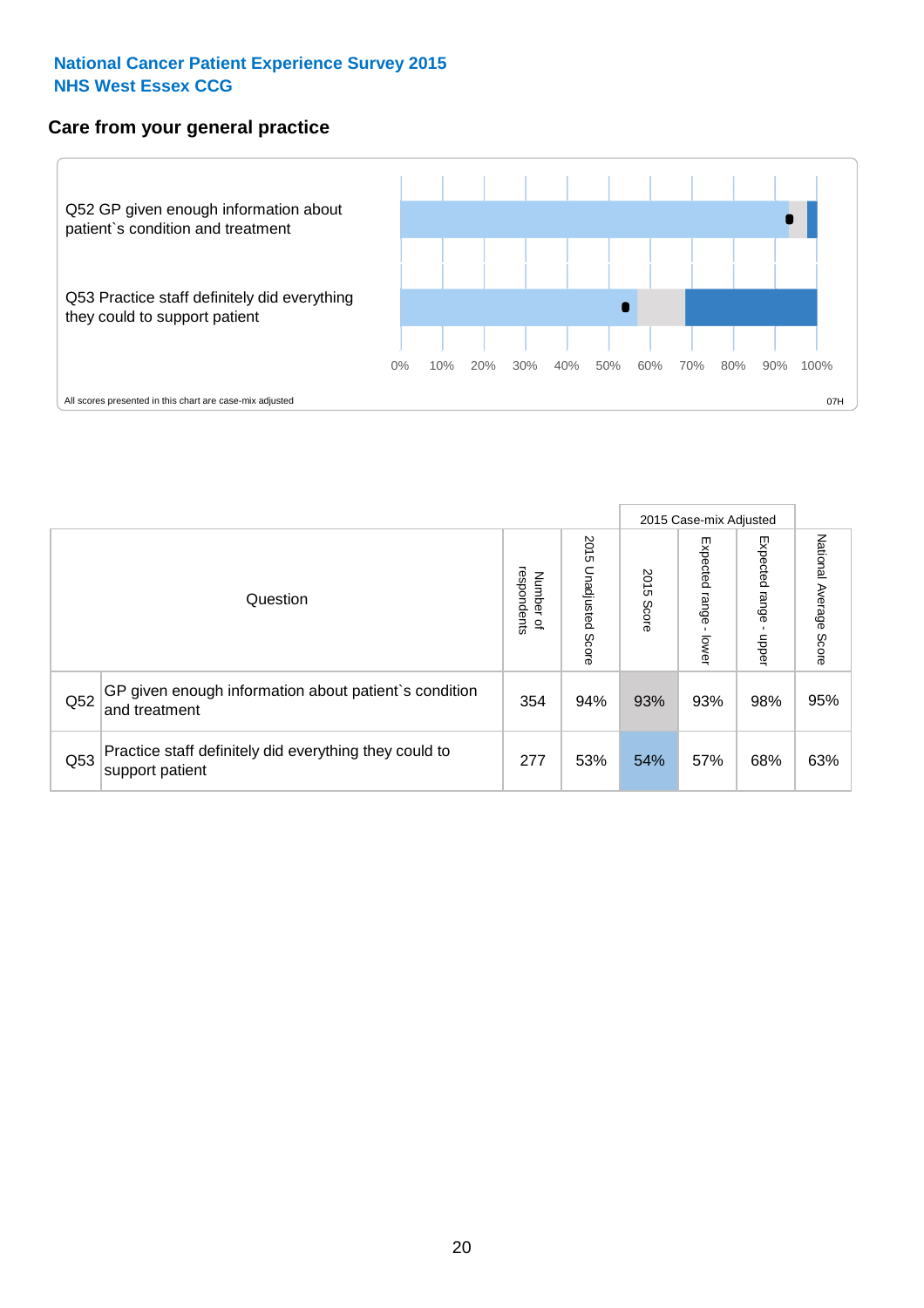**National Cancer Patient Experience Survey 2015**
**NHS West Essex CCG**

## Care from your general practice

Q52 GP given enough information about patient`s condition and treatment

Q53 Practice staff definitely did everything they could to support patient

0% 10% 20% 30% 40% 50% 60% 70% 80% 90% 100%

All scores presented in this chart are case-mix adjusted

07H

| | Question | Number of respondents | 2015 Unadjusted Score | 2015 Case-mix Adjusted: 2015 Score | 2015 Case-mix Adjusted: Expected range - lower | 2015 Case-mix Adjusted: Expected range - upper | National Average Score |
|---|---|---|---|---|---|---|---|
| Q52 | GP given enough information about patient`s condition and treatment | 354 | 94% | 93% | 93% | 98% | 95% |
| Q53 | Practice staff definitely did everything they could to support patient | 277 | 53% | 54% | 57% | 68% | 63% |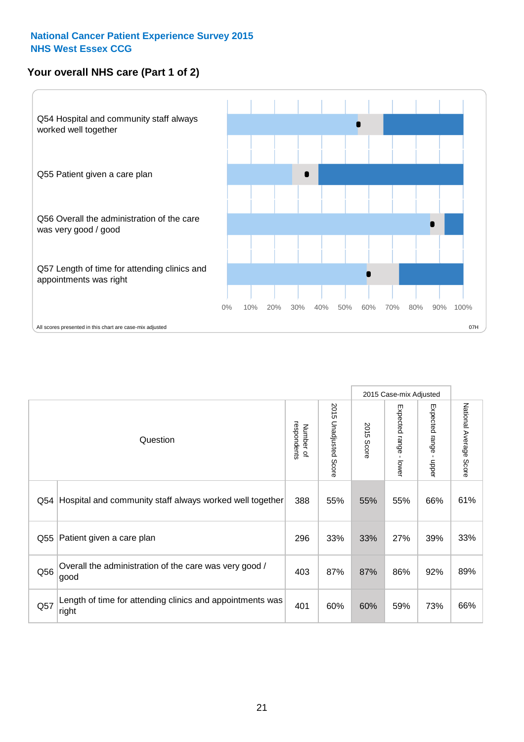National Cancer Patient Experience Survey 2015
NHS West Essex CCG

## Your overall NHS care (Part 1 of 2)

Q54 Hospital and community staff always worked well together

Q55 Patient given a care plan

Q56 Overall the administration of the care was very good / good

Q57 Length of time for attending clinics and appointments was right

0% 10% 20% 30% 40% 50% 60% 70% 80% 90% 100%

All scores presented in this chart are case-mix adjusted

07H

| Question | | Number of respondents | 2015 Unadjusted Score | 2015 Case-mix Adjusted: 2015 Score | 2015 Case-mix Adjusted: Expected range - lower | 2015 Case-mix Adjusted: Expected range - upper | National Average Score |
|---|---|---|---|---|---|---|---|
| Q54 | Hospital and community staff always worked well together | 388 | 55% | 55% | 55% | 66% | 61% |
| Q55 | Patient given a care plan | 296 | 33% | 33% | 27% | 39% | 33% |
| Q56 | Overall the administration of the care was very good / good | 403 | 87% | 87% | 86% | 92% | 89% |
| Q57 | Length of time for attending clinics and appointments was right | 401 | 60% | 60% | 59% | 73% | 66% |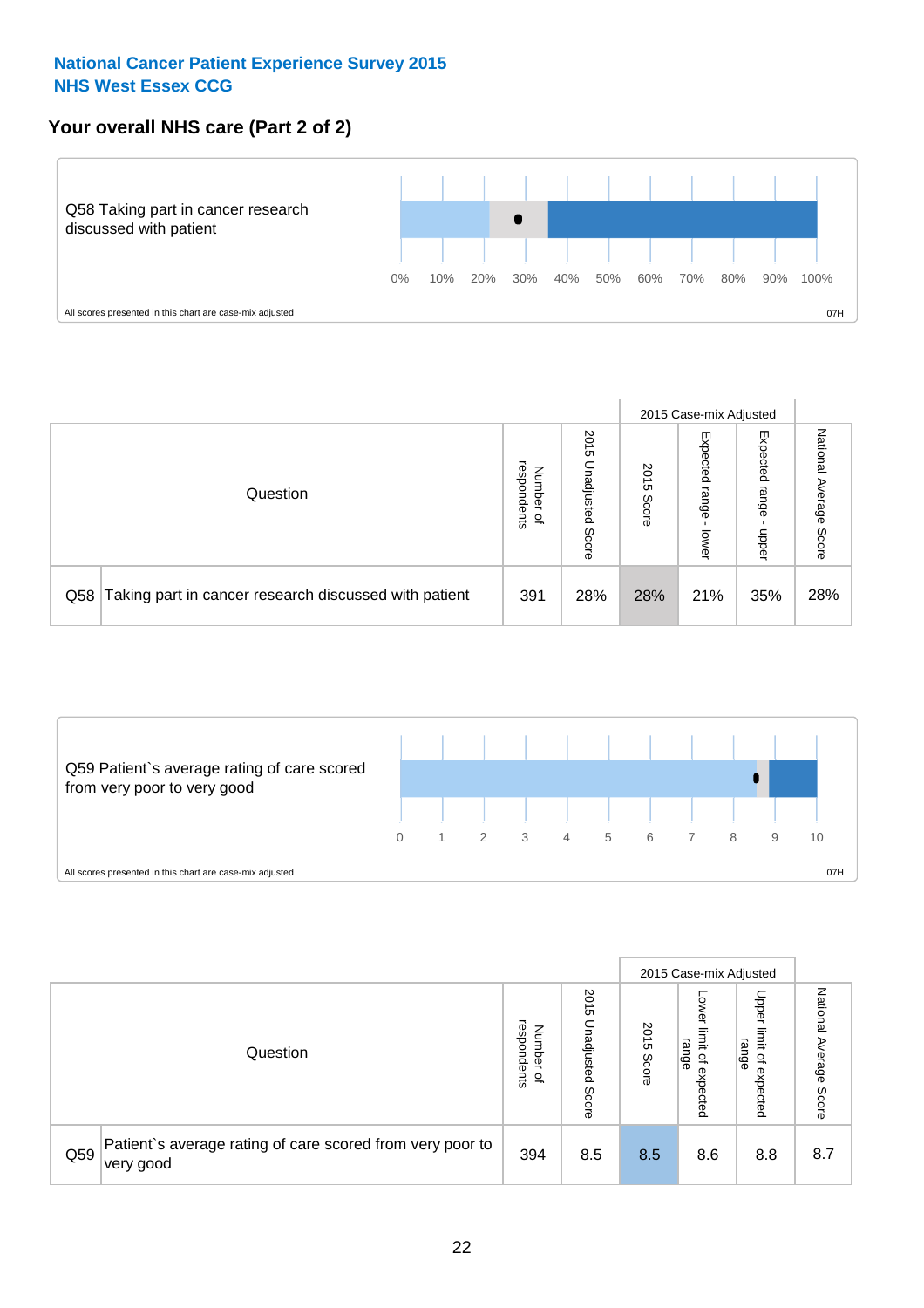**National Cancer Patient Experience Survey 2015**
**NHS West Essex CCG**

## Your overall NHS care (Part 2 of 2)

Q58 Taking part in cancer research discussed with patient

0% 10% 20% 30% 40% 50% 60% 70% 80% 90% 100%

All scores presented in this chart are case-mix adjusted

07H

| Question | | Number of respondents | 2015 Unadjusted Score | 2015 Case-mix Adjusted | | | National Average Score |
|---|---|---|---|---|---|---|---|
| | | | | 2015 Score | Expected range - lower | Expected range - upper | |
| Q58 | Taking part in cancer research discussed with patient | 391 | 28% | 28% | 21% | 35% | 28% |

Q59 Patient`s average rating of care scored from very poor to very good

0 1 2 3 4 5 6 7 8 9 10

All scores presented in this chart are case-mix adjusted

07H

| Question | | Number of respondents | 2015 Unadjusted Score | 2015 Case-mix Adjusted | | | National Average Score |
|---|---|---|---|---|---|---|---|
| | | | | 2015 Score | Lower limit of expected range | Upper limit of expected range | |
| Q59 | Patient`s average rating of care scored from very poor to very good | 394 | 8.5 | 8.5 | 8.6 | 8.8 | 8.7 |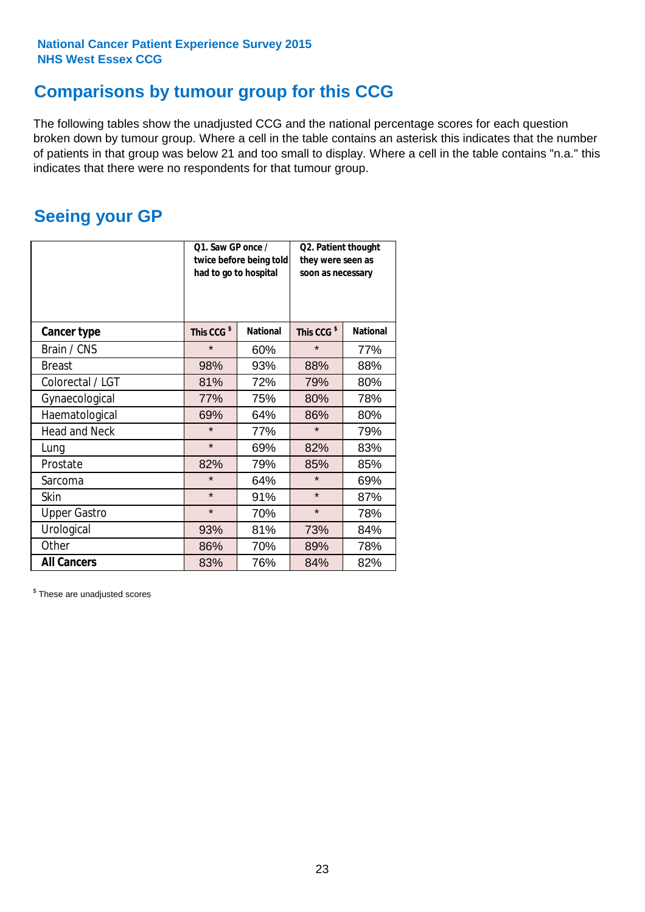**National Cancer Patient Experience Survey 2015**
**NHS West Essex CCG**

## Comparisons by tumour group for this CCG

The following tables show the unadjusted CCG and the national percentage scores for each question broken down by tumour group. Where a cell in the table contains an asterisk this indicates that the number of patients in that group was below 21 and too small to display. Where a cell in the table contains "n.a." this indicates that there were no respondents for that tumour group.

## Seeing your GP

| | Q1. Saw GP once / twice before being told had to go to hospital | | Q2. Patient thought they were seen as soon as necessary | |
|---|---|---|---|---|
| **Cancer type** | **This CCG $** | **National** | **This CCG $** | **National** |
| Brain / CNS | * | 60% | * | 77% |
| Breast | 98% | 93% | 88% | 88% |
| Colorectal / LGT | 81% | 72% | 79% | 80% |
| Gynaecological | 77% | 75% | 80% | 78% |
| Haematological | 69% | 64% | 86% | 80% |
| Head and Neck | * | 77% | * | 79% |
| Lung | * | 69% | 82% | 83% |
| Prostate | 82% | 79% | 85% | 85% |
| Sarcoma | * | 64% | * | 69% |
| Skin | * | 91% | * | 87% |
| Upper Gastro | * | 70% | * | 78% |
| Urological | 93% | 81% | 73% | 84% |
| Other | 86% | 70% | 89% | 78% |
| **All Cancers** | 83% | 76% | 84% | 82% |

$ These are unadjusted scores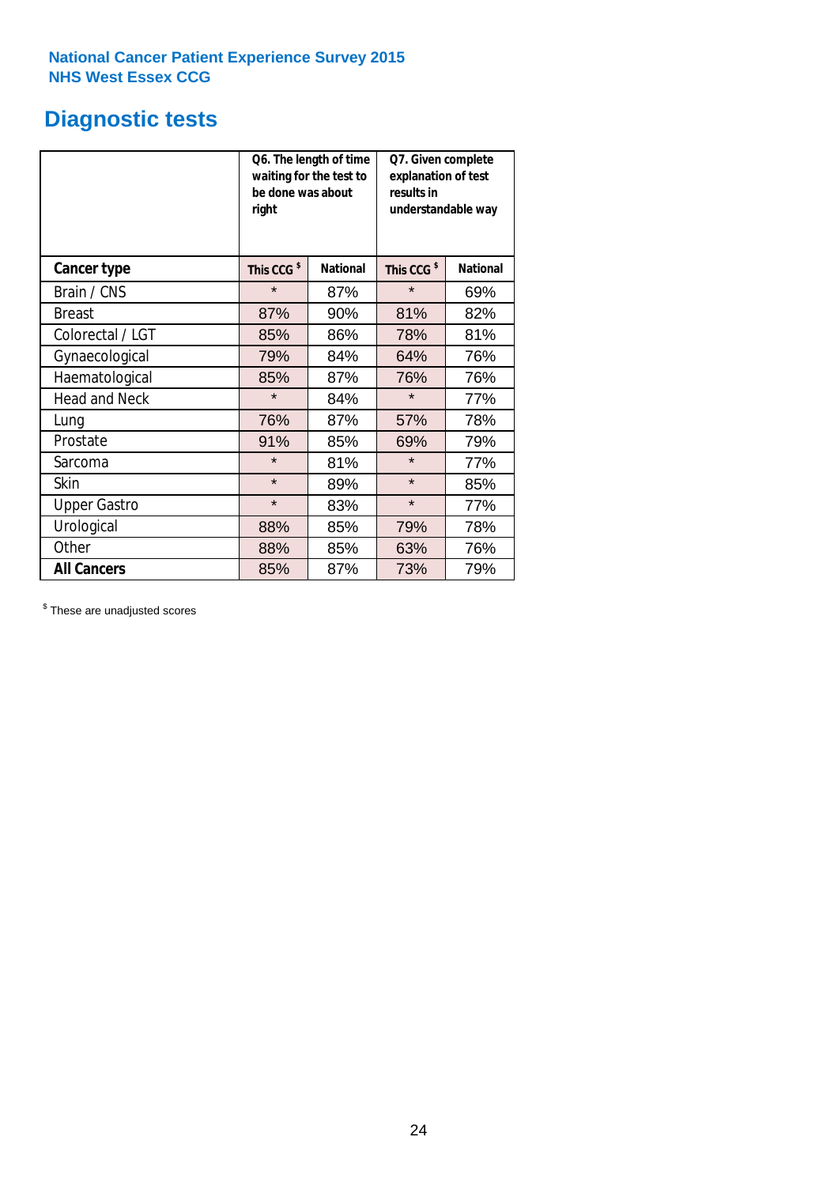National Cancer Patient Experience Survey 2015
NHS West Essex CCG

# Diagnostic tests

| | Q6. The length of time waiting for the test to be done was about right | | Q7. Given complete explanation of test results in understandable way | |
|---|---|---|---|---|
| **Cancer type** | **This CCG $** | **National** | **This CCG $** | **National** |
| Brain / CNS | * | 87% | * | 69% |
| Breast | 87% | 90% | 81% | 82% |
| Colorectal / LGT | 85% | 86% | 78% | 81% |
| Gynaecological | 79% | 84% | 64% | 76% |
| Haematological | 85% | 87% | 76% | 76% |
| Head and Neck | * | 84% | * | 77% |
| Lung | 76% | 87% | 57% | 78% |
| Prostate | 91% | 85% | 69% | 79% |
| Sarcoma | * | 81% | * | 77% |
| Skin | * | 89% | * | 85% |
| Upper Gastro | * | 83% | * | 77% |
| Urological | 88% | 85% | 79% | 78% |
| Other | 88% | 85% | 63% | 76% |
| **All Cancers** | 85% | 87% | 73% | 79% |

$ These are unadjusted scores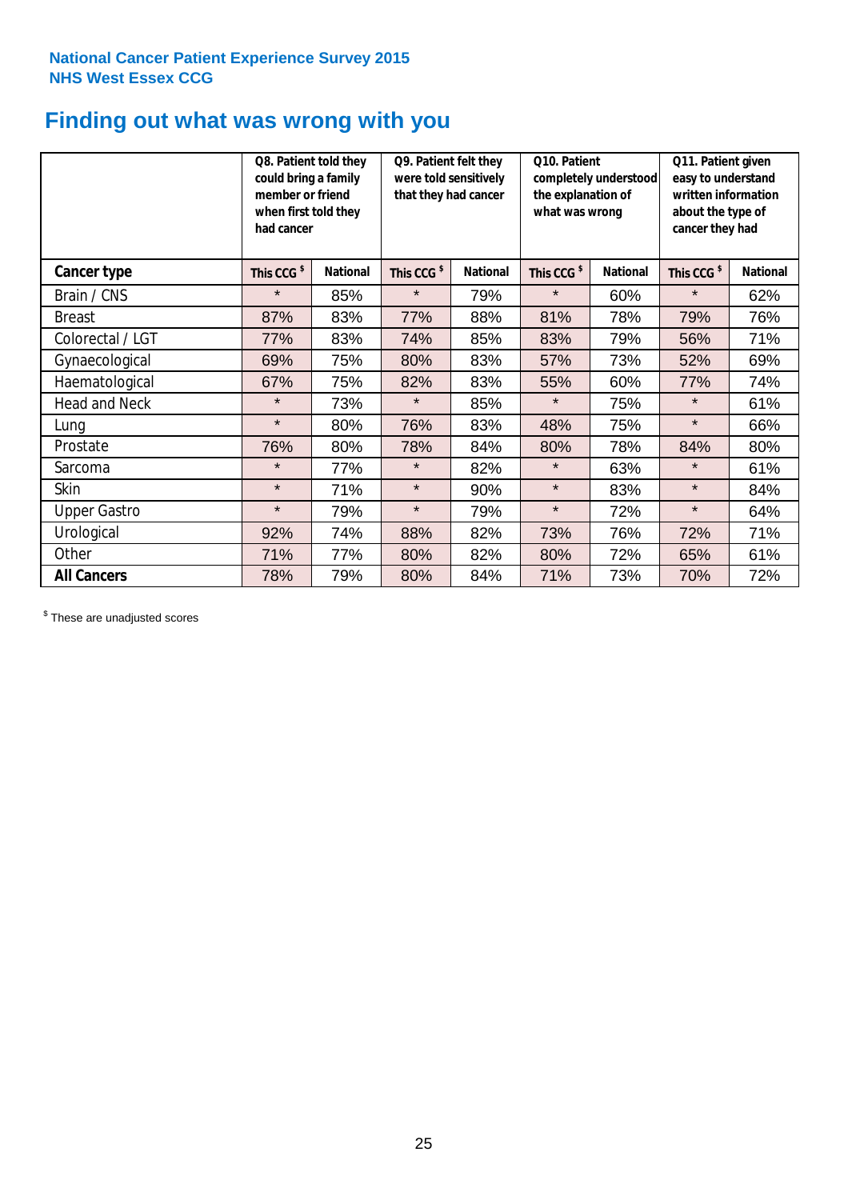**National Cancer Patient Experience Survey 2015**
**NHS West Essex CCG**

# Finding out what was wrong with you

| | Q8. Patient told they could bring a family member or friend when first told they had cancer | | Q9. Patient felt they were told sensitively that they had cancer | | Q10. Patient completely understood the explanation of what was wrong | | Q11. Patient given easy to understand written information about the type of cancer they had | |
|---|---|---|---|---|---|---|---|---|
| **Cancer type** | **This CCG $** | **National** | **This CCG $** | **National** | **This CCG $** | **National** | **This CCG $** | **National** |
| Brain / CNS | * | 85% | * | 79% | * | 60% | * | 62% |
| Breast | 87% | 83% | 77% | 88% | 81% | 78% | 79% | 76% |
| Colorectal / LGT | 77% | 83% | 74% | 85% | 83% | 79% | 56% | 71% |
| Gynaecological | 69% | 75% | 80% | 83% | 57% | 73% | 52% | 69% |
| Haematological | 67% | 75% | 82% | 83% | 55% | 60% | 77% | 74% |
| Head and Neck | * | 73% | * | 85% | * | 75% | * | 61% |
| Lung | * | 80% | 76% | 83% | 48% | 75% | * | 66% |
| Prostate | 76% | 80% | 78% | 84% | 80% | 78% | 84% | 80% |
| Sarcoma | * | 77% | * | 82% | * | 63% | * | 61% |
| Skin | * | 71% | * | 90% | * | 83% | * | 84% |
| Upper Gastro | * | 79% | * | 79% | * | 72% | * | 64% |
| Urological | 92% | 74% | 88% | 82% | 73% | 76% | 72% | 71% |
| Other | 71% | 77% | 80% | 82% | 80% | 72% | 65% | 61% |
| **All Cancers** | 78% | 79% | 80% | 84% | 71% | 73% | 70% | 72% |

$ These are unadjusted scores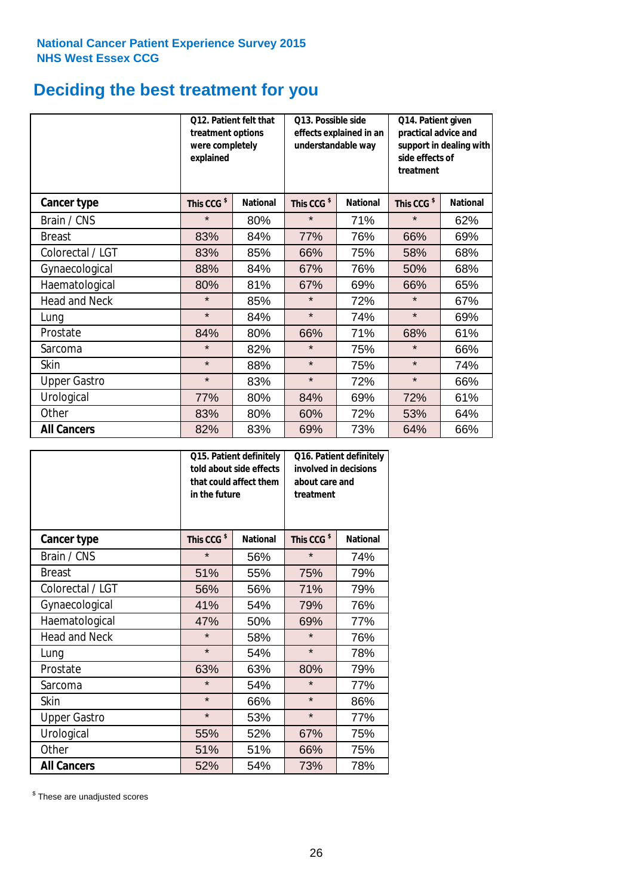**National Cancer Patient Experience Survey 2015**
**NHS West Essex CCG**

# Deciding the best treatment for you

| | Q12. Patient felt that treatment options were completely explained | | Q13. Possible side effects explained in an understandable way | | Q14. Patient given practical advice and support in dealing with side effects of treatment | |
|---|---|---|---|---|---|---|
| **Cancer type** | **This CCG $** | **National** | **This CCG $** | **National** | **This CCG $** | **National** |
| Brain / CNS | * | 80% | * | 71% | * | 62% |
| Breast | 83% | 84% | 77% | 76% | 66% | 69% |
| Colorectal / LGT | 83% | 85% | 66% | 75% | 58% | 68% |
| Gynaecological | 88% | 84% | 67% | 76% | 50% | 68% |
| Haematological | 80% | 81% | 67% | 69% | 66% | 65% |
| Head and Neck | * | 85% | * | 72% | * | 67% |
| Lung | * | 84% | * | 74% | * | 69% |
| Prostate | 84% | 80% | 66% | 71% | 68% | 61% |
| Sarcoma | * | 82% | * | 75% | * | 66% |
| Skin | * | 88% | * | 75% | * | 74% |
| Upper Gastro | * | 83% | * | 72% | * | 66% |
| Urological | 77% | 80% | 84% | 69% | 72% | 61% |
| Other | 83% | 80% | 60% | 72% | 53% | 64% |
| **All Cancers** | 82% | 83% | 69% | 73% | 64% | 66% |

| | Q15. Patient definitely told about side effects that could affect them in the future | | Q16. Patient definitely involved in decisions about care and treatment | |
|---|---|---|---|---|
| **Cancer type** | **This CCG $** | **National** | **This CCG $** | **National** |
| Brain / CNS | * | 56% | * | 74% |
| Breast | 51% | 55% | 75% | 79% |
| Colorectal / LGT | 56% | 56% | 71% | 79% |
| Gynaecological | 41% | 54% | 79% | 76% |
| Haematological | 47% | 50% | 69% | 77% |
| Head and Neck | * | 58% | * | 76% |
| Lung | * | 54% | * | 78% |
| Prostate | 63% | 63% | 80% | 79% |
| Sarcoma | * | 54% | * | 77% |
| Skin | * | 66% | * | 86% |
| Upper Gastro | * | 53% | * | 77% |
| Urological | 55% | 52% | 67% | 75% |
| Other | 51% | 51% | 66% | 75% |
| **All Cancers** | 52% | 54% | 73% | 78% |

$ These are unadjusted scores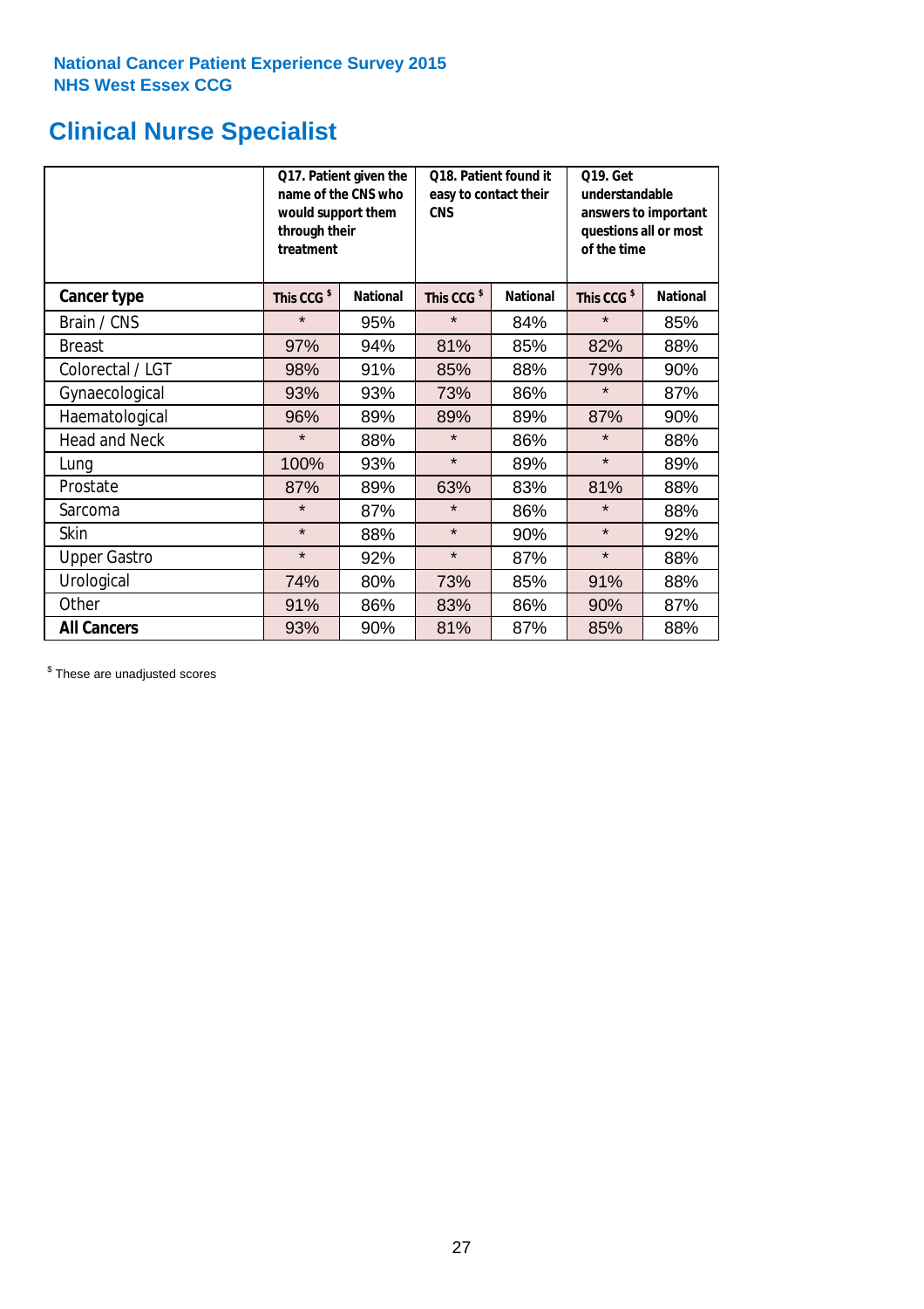National Cancer Patient Experience Survey 2015
NHS West Essex CCG

# Clinical Nurse Specialist

| | Q17. Patient given the name of the CNS who would support them through their treatment | | Q18. Patient found it easy to contact their CNS | | Q19. Get understandable answers to important questions all or most of the time | |
|---|---|---|---|---|---|---|
| **Cancer type** | **This CCG [$]** | **National** | **This CCG [$]** | **National** | **This CCG [$]** | **National** |
| Brain / CNS | * | 95% | * | 84% | * | 85% |
| Breast | 97% | 94% | 81% | 85% | 82% | 88% |
| Colorectal / LGT | 98% | 91% | 85% | 88% | 79% | 90% |
| Gynaecological | 93% | 93% | 73% | 86% | * | 87% |
| Haematological | 96% | 89% | 89% | 89% | 87% | 90% |
| Head and Neck | * | 88% | * | 86% | * | 88% |
| Lung | 100% | 93% | * | 89% | * | 89% |
| Prostate | 87% | 89% | 63% | 83% | 81% | 88% |
| Sarcoma | * | 87% | * | 86% | * | 88% |
| Skin | * | 88% | * | 90% | * | 92% |
| Upper Gastro | * | 92% | * | 87% | * | 88% |
| Urological | 74% | 80% | 73% | 85% | 91% | 88% |
| Other | 91% | 86% | 83% | 86% | 90% | 87% |
| **All Cancers** | 93% | 90% | 81% | 87% | 85% | 88% |

[$] These are unadjusted scores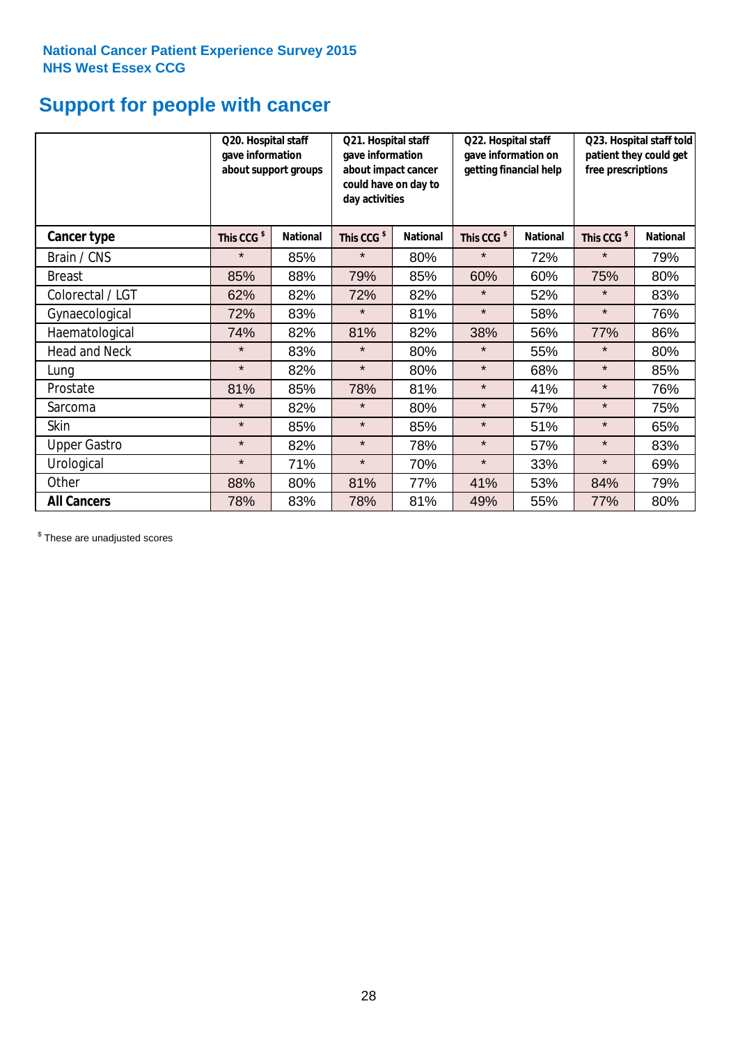National Cancer Patient Experience Survey 2015
NHS West Essex CCG

# Support for people with cancer

| | Q20. Hospital staff gave information about support groups | | Q21. Hospital staff gave information about impact cancer could have on day to day activities | | Q22. Hospital staff gave information on getting financial help | | Q23. Hospital staff told patient they could get free prescriptions | |
|---|---|---|---|---|---|---|---|---|
| **Cancer type** | This CCG $ | National | This CCG $ | National | This CCG $ | National | This CCG $ | National |
| Brain / CNS | * | 85% | * | 80% | * | 72% | * | 79% |
| Breast | 85% | 88% | 79% | 85% | 60% | 60% | 75% | 80% |
| Colorectal / LGT | 62% | 82% | 72% | 82% | * | 52% | * | 83% |
| Gynaecological | 72% | 83% | * | 81% | * | 58% | * | 76% |
| Haematological | 74% | 82% | 81% | 82% | 38% | 56% | 77% | 86% |
| Head and Neck | * | 83% | * | 80% | * | 55% | * | 80% |
| Lung | * | 82% | * | 80% | * | 68% | * | 85% |
| Prostate | 81% | 85% | 78% | 81% | * | 41% | * | 76% |
| Sarcoma | * | 82% | * | 80% | * | 57% | * | 75% |
| Skin | * | 85% | * | 85% | * | 51% | * | 65% |
| Upper Gastro | * | 82% | * | 78% | * | 57% | * | 83% |
| Urological | * | 71% | * | 70% | * | 33% | * | 69% |
| Other | 88% | 80% | 81% | 77% | 41% | 53% | 84% | 79% |
| **All Cancers** | 78% | 83% | 78% | 81% | 49% | 55% | 77% | 80% |

$ These are unadjusted scores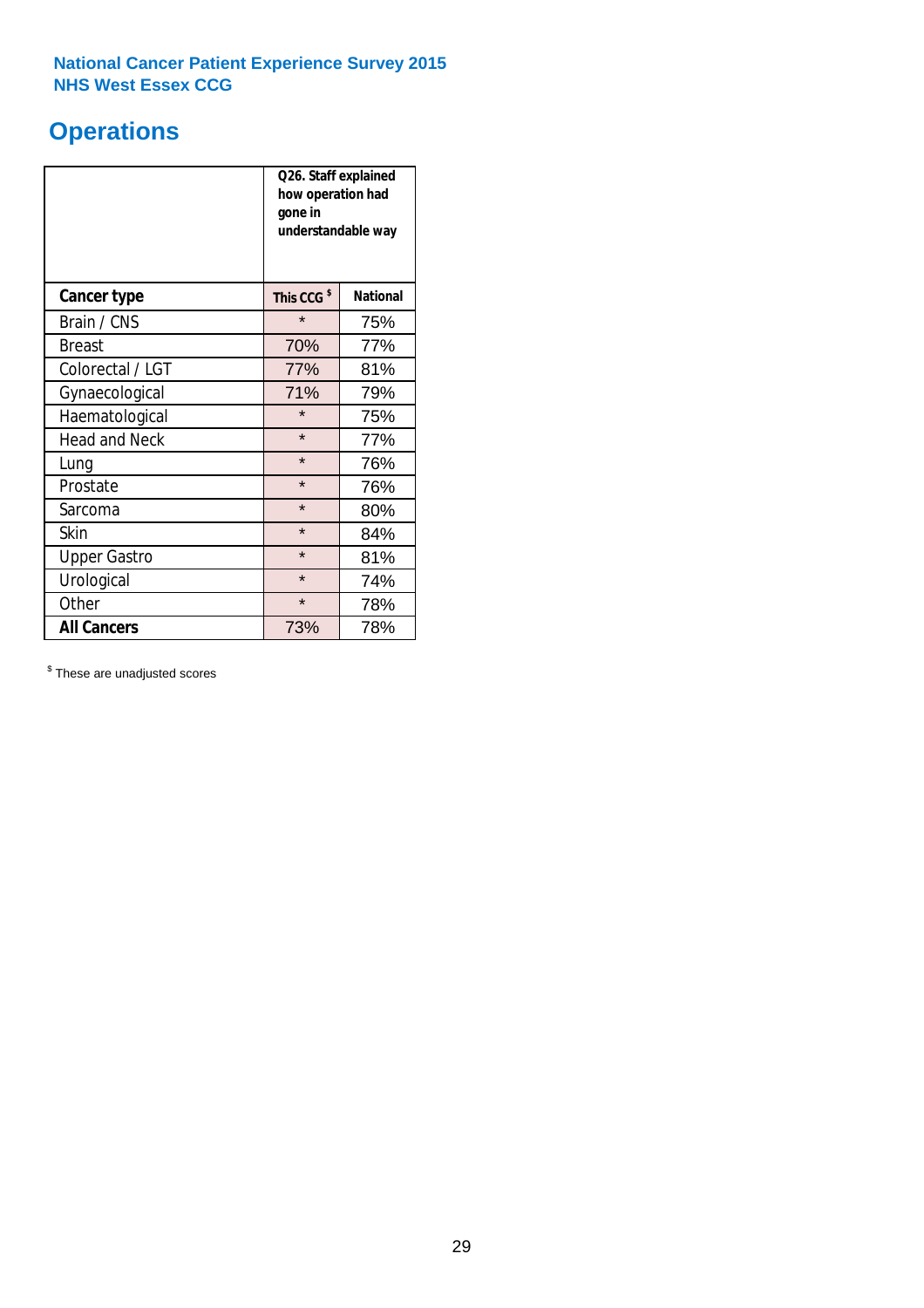National Cancer Patient Experience Survey 2015
NHS West Essex CCG

# Operations

| | Q26. Staff explained how operation had gone in understandable way | |
|---|---|---|
| **Cancer type** | **This CCG $** | **National** |
| Brain / CNS | * | 75% |
| Breast | 70% | 77% |
| Colorectal / LGT | 77% | 81% |
| Gynaecological | 71% | 79% |
| Haematological | * | 75% |
| Head and Neck | * | 77% |
| Lung | * | 76% |
| Prostate | * | 76% |
| Sarcoma | * | 80% |
| Skin | * | 84% |
| Upper Gastro | * | 81% |
| Urological | * | 74% |
| Other | * | 78% |
| **All Cancers** | 73% | 78% |

$ These are unadjusted scores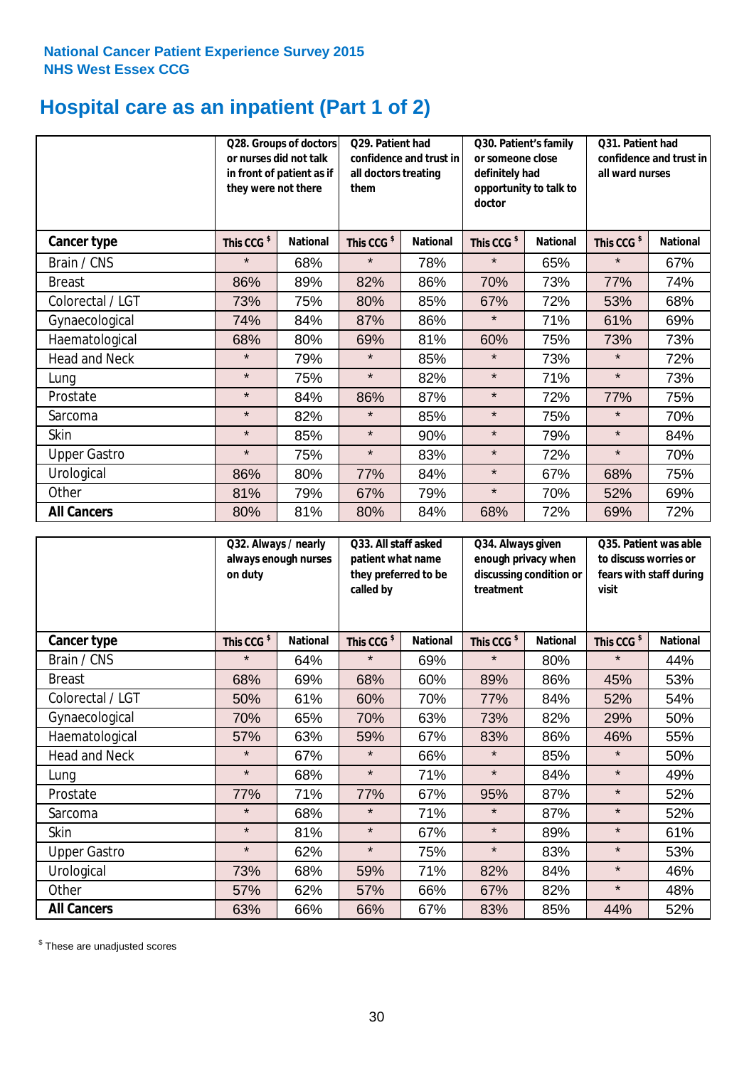National Cancer Patient Experience Survey 2015
NHS West Essex CCG

# Hospital care as an inpatient (Part 1 of 2)

| | Q28. Groups of doctors or nurses did not talk in front of patient as if they were not there | | Q29. Patient had confidence and trust in all doctors treating them | | Q30. Patient's family or someone close definitely had opportunity to talk to doctor | | Q31. Patient had confidence and trust in all ward nurses | |
|---|---|---|---|---|---|---|---|---|
| **Cancer type** | This CCG $ | National | This CCG $ | National | This CCG $ | National | This CCG $ | National |
| Brain / CNS | * | 68% | * | 78% | * | 65% | * | 67% |
| Breast | 86% | 89% | 82% | 86% | 70% | 73% | 77% | 74% |
| Colorectal / LGT | 73% | 75% | 80% | 85% | 67% | 72% | 53% | 68% |
| Gynaecological | 74% | 84% | 87% | 86% | * | 71% | 61% | 69% |
| Haematological | 68% | 80% | 69% | 81% | 60% | 75% | 73% | 73% |
| Head and Neck | * | 79% | * | 85% | * | 73% | * | 72% |
| Lung | * | 75% | * | 82% | * | 71% | * | 73% |
| Prostate | * | 84% | 86% | 87% | * | 72% | 77% | 75% |
| Sarcoma | * | 82% | * | 85% | * | 75% | * | 70% |
| Skin | * | 85% | * | 90% | * | 79% | * | 84% |
| Upper Gastro | * | 75% | * | 83% | * | 72% | * | 70% |
| Urological | 86% | 80% | 77% | 84% | * | 67% | 68% | 75% |
| Other | 81% | 79% | 67% | 79% | * | 70% | 52% | 69% |
| **All Cancers** | 80% | 81% | 80% | 84% | 68% | 72% | 69% | 72% |

| | Q32. Always / nearly always enough nurses on duty | | Q33. All staff asked patient what name they preferred to be called by | | Q34. Always given enough privacy when discussing condition or treatment | | Q35. Patient was able to discuss worries or fears with staff during visit | |
|---|---|---|---|---|---|---|---|---|
| **Cancer type** | This CCG $ | National | This CCG $ | National | This CCG $ | National | This CCG $ | National |
| Brain / CNS | * | 64% | * | 69% | * | 80% | * | 44% |
| Breast | 68% | 69% | 68% | 60% | 89% | 86% | 45% | 53% |
| Colorectal / LGT | 50% | 61% | 60% | 70% | 77% | 84% | 52% | 54% |
| Gynaecological | 70% | 65% | 70% | 63% | 73% | 82% | 29% | 50% |
| Haematological | 57% | 63% | 59% | 67% | 83% | 86% | 46% | 55% |
| Head and Neck | * | 67% | * | 66% | * | 85% | * | 50% |
| Lung | * | 68% | * | 71% | * | 84% | * | 49% |
| Prostate | 77% | 71% | 77% | 67% | 95% | 87% | * | 52% |
| Sarcoma | * | 68% | * | 71% | * | 87% | * | 52% |
| Skin | * | 81% | * | 67% | * | 89% | * | 61% |
| Upper Gastro | * | 62% | * | 75% | * | 83% | * | 53% |
| Urological | 73% | 68% | 59% | 71% | 82% | 84% | * | 46% |
| Other | 57% | 62% | 57% | 66% | 67% | 82% | * | 48% |
| **All Cancers** | 63% | 66% | 66% | 67% | 83% | 85% | 44% | 52% |

$ These are unadjusted scores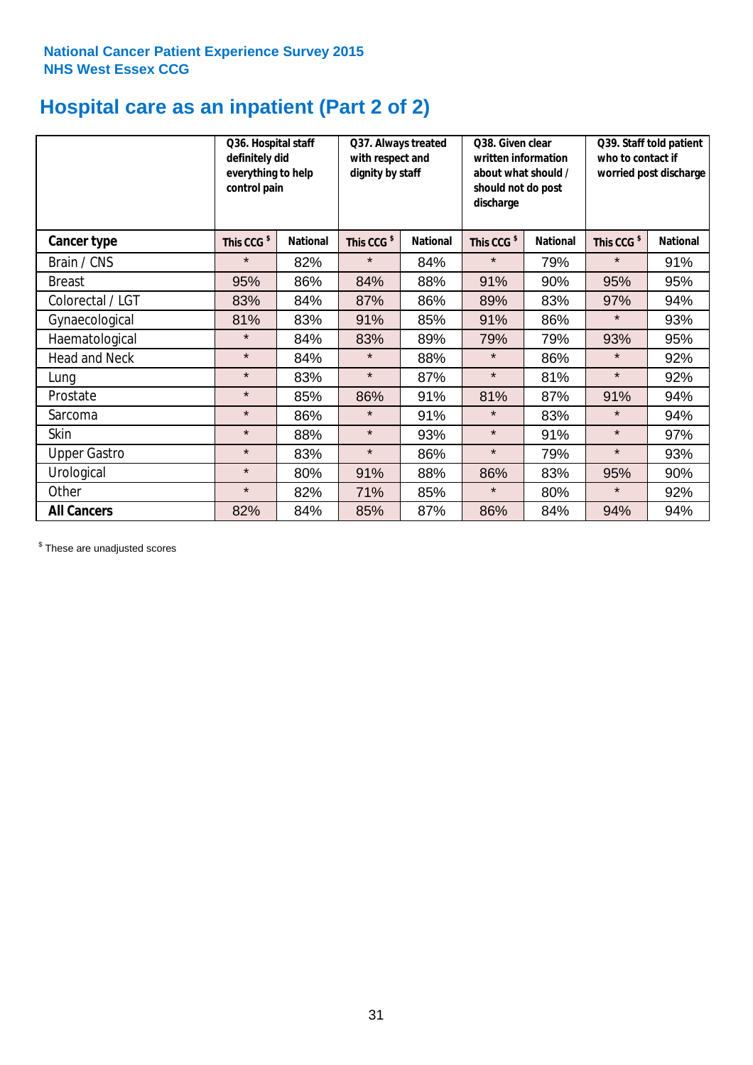National Cancer Patient Experience Survey 2015
NHS West Essex CCG

# Hospital care as an inpatient (Part 2 of 2)

| | Q36. Hospital staff definitely did everything to help control pain | | Q37. Always treated with respect and dignity by staff | | Q38. Given clear written information about what should / should not do post discharge | | Q39. Staff told patient who to contact if worried post discharge | |
|---|---|---|---|---|---|---|---|---|
| **Cancer type** | This CCG $ | National | This CCG $ | National | This CCG $ | National | This CCG $ | National |
| Brain / CNS | * | 82% | * | 84% | * | 79% | * | 91% |
| Breast | 95% | 86% | 84% | 88% | 91% | 90% | 95% | 95% |
| Colorectal / LGT | 83% | 84% | 87% | 86% | 89% | 83% | 97% | 94% |
| Gynaecological | 81% | 83% | 91% | 85% | 91% | 86% | * | 93% |
| Haematological | * | 84% | 83% | 89% | 79% | 79% | 93% | 95% |
| Head and Neck | * | 84% | * | 88% | * | 86% | * | 92% |
| Lung | * | 83% | * | 87% | * | 81% | * | 92% |
| Prostate | * | 85% | 86% | 91% | 81% | 87% | 91% | 94% |
| Sarcoma | * | 86% | * | 91% | * | 83% | * | 94% |
| Skin | * | 88% | * | 93% | * | 91% | * | 97% |
| Upper Gastro | * | 83% | * | 86% | * | 79% | * | 93% |
| Urological | * | 80% | 91% | 88% | 86% | 83% | 95% | 90% |
| Other | * | 82% | 71% | 85% | * | 80% | * | 92% |
| **All Cancers** | 82% | 84% | 85% | 87% | 86% | 84% | 94% | 94% |

$ These are unadjusted scores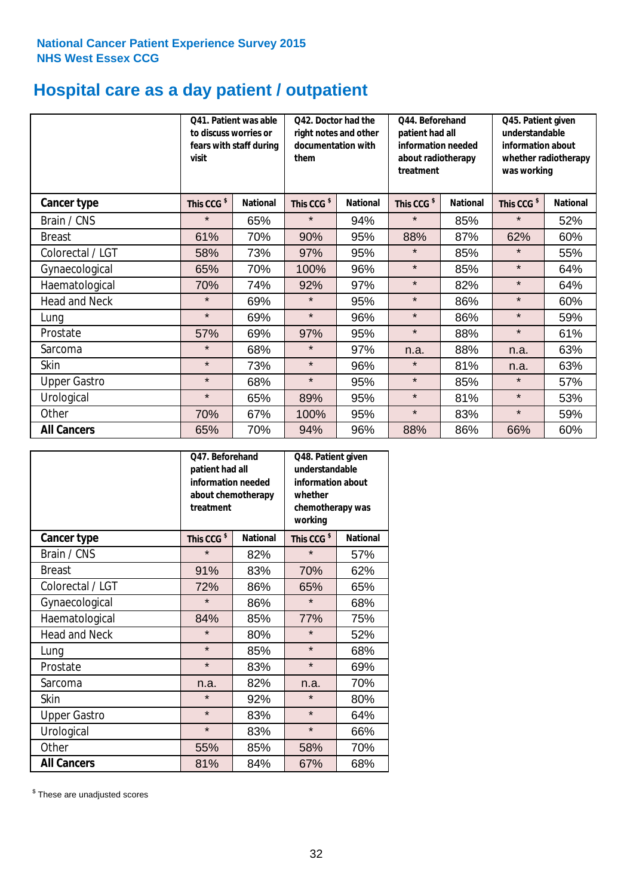National Cancer Patient Experience Survey 2015
NHS West Essex CCG

# Hospital care as a day patient / outpatient

| | Q41. Patient was able to discuss worries or fears with staff during visit | | Q42. Doctor had the right notes and other documentation with them | | Q44. Beforehand patient had all information needed about radiotherapy treatment | | Q45. Patient given understandable information about whether radiotherapy was working | |
|---|---|---|---|---|---|---|---|---|
| **Cancer type** | This CCG $ | National | This CCG $ | National | This CCG $ | National | This CCG $ | National |
| Brain / CNS | * | 65% | * | 94% | * | 85% | * | 52% |
| Breast | 61% | 70% | 90% | 95% | 88% | 87% | 62% | 60% |
| Colorectal / LGT | 58% | 73% | 97% | 95% | * | 85% | * | 55% |
| Gynaecological | 65% | 70% | 100% | 96% | * | 85% | * | 64% |
| Haematological | 70% | 74% | 92% | 97% | * | 82% | * | 64% |
| Head and Neck | * | 69% | * | 95% | * | 86% | * | 60% |
| Lung | * | 69% | * | 96% | * | 86% | * | 59% |
| Prostate | 57% | 69% | 97% | 95% | * | 88% | * | 61% |
| Sarcoma | * | 68% | * | 97% | n.a. | 88% | n.a. | 63% |
| Skin | * | 73% | * | 96% | * | 81% | n.a. | 63% |
| Upper Gastro | * | 68% | * | 95% | * | 85% | * | 57% |
| Urological | * | 65% | 89% | 95% | * | 81% | * | 53% |
| Other | 70% | 67% | 100% | 95% | * | 83% | * | 59% |
| **All Cancers** | 65% | 70% | 94% | 96% | 88% | 86% | 66% | 60% |

| | Q47. Beforehand patient had all information needed about chemotherapy treatment | | Q48. Patient given understandable information about whether chemotherapy was working | |
|---|---|---|---|---|
| **Cancer type** | This CCG $ | National | This CCG $ | National |
| Brain / CNS | * | 82% | * | 57% |
| Breast | 91% | 83% | 70% | 62% |
| Colorectal / LGT | 72% | 86% | 65% | 65% |
| Gynaecological | * | 86% | * | 68% |
| Haematological | 84% | 85% | 77% | 75% |
| Head and Neck | * | 80% | * | 52% |
| Lung | * | 85% | * | 68% |
| Prostate | * | 83% | * | 69% |
| Sarcoma | n.a. | 82% | n.a. | 70% |
| Skin | * | 92% | * | 80% |
| Upper Gastro | * | 83% | * | 64% |
| Urological | * | 83% | * | 66% |
| Other | 55% | 85% | 58% | 70% |
| **All Cancers** | 81% | 84% | 67% | 68% |

$ These are unadjusted scores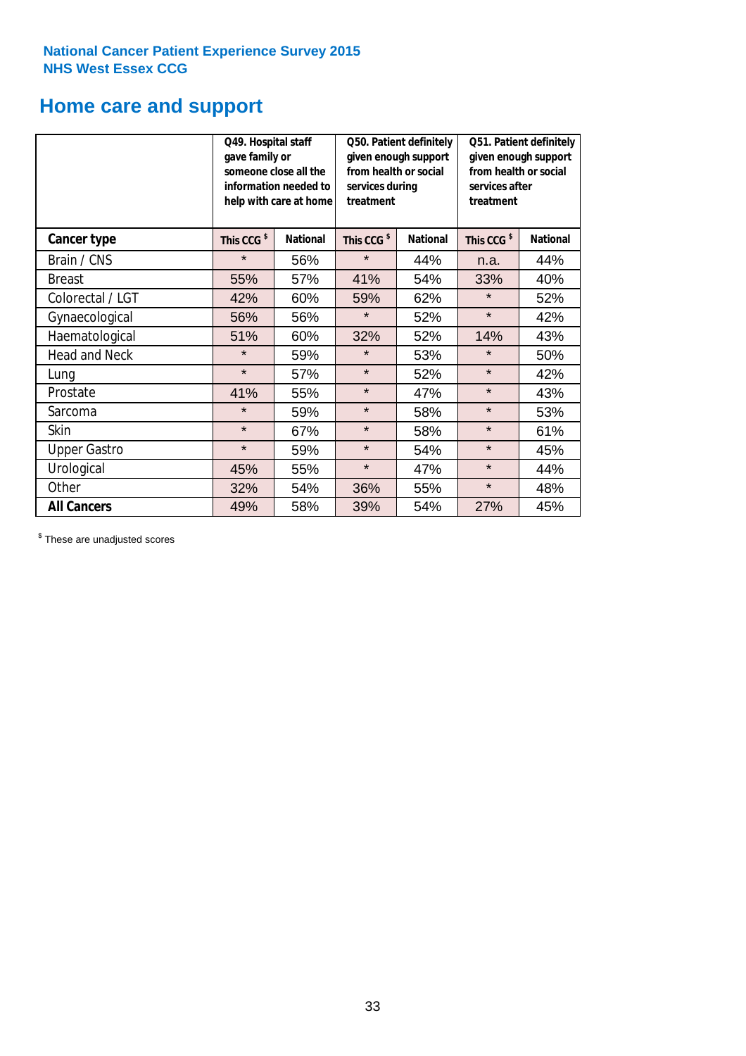National Cancer Patient Experience Survey 2015
NHS West Essex CCG

# Home care and support

| | Q49. Hospital staff gave family or someone close all the information needed to help with care at home | | Q50. Patient definitely given enough support from health or social services during treatment | | Q51. Patient definitely given enough support from health or social services after treatment | |
|---|---|---|---|---|---|---|
| **Cancer type** | **This CCG $** | **National** | **This CCG $** | **National** | **This CCG $** | **National** |
| Brain / CNS | * | 56% | * | 44% | n.a. | 44% |
| Breast | 55% | 57% | 41% | 54% | 33% | 40% |
| Colorectal / LGT | 42% | 60% | 59% | 62% | * | 52% |
| Gynaecological | 56% | 56% | * | 52% | * | 42% |
| Haematological | 51% | 60% | 32% | 52% | 14% | 43% |
| Head and Neck | * | 59% | * | 53% | * | 50% |
| Lung | * | 57% | * | 52% | * | 42% |
| Prostate | 41% | 55% | * | 47% | * | 43% |
| Sarcoma | * | 59% | * | 58% | * | 53% |
| Skin | * | 67% | * | 58% | * | 61% |
| Upper Gastro | * | 59% | * | 54% | * | 45% |
| Urological | 45% | 55% | * | 47% | * | 44% |
| Other | 32% | 54% | 36% | 55% | * | 48% |
| **All Cancers** | 49% | 58% | 39% | 54% | 27% | 45% |

$ These are unadjusted scores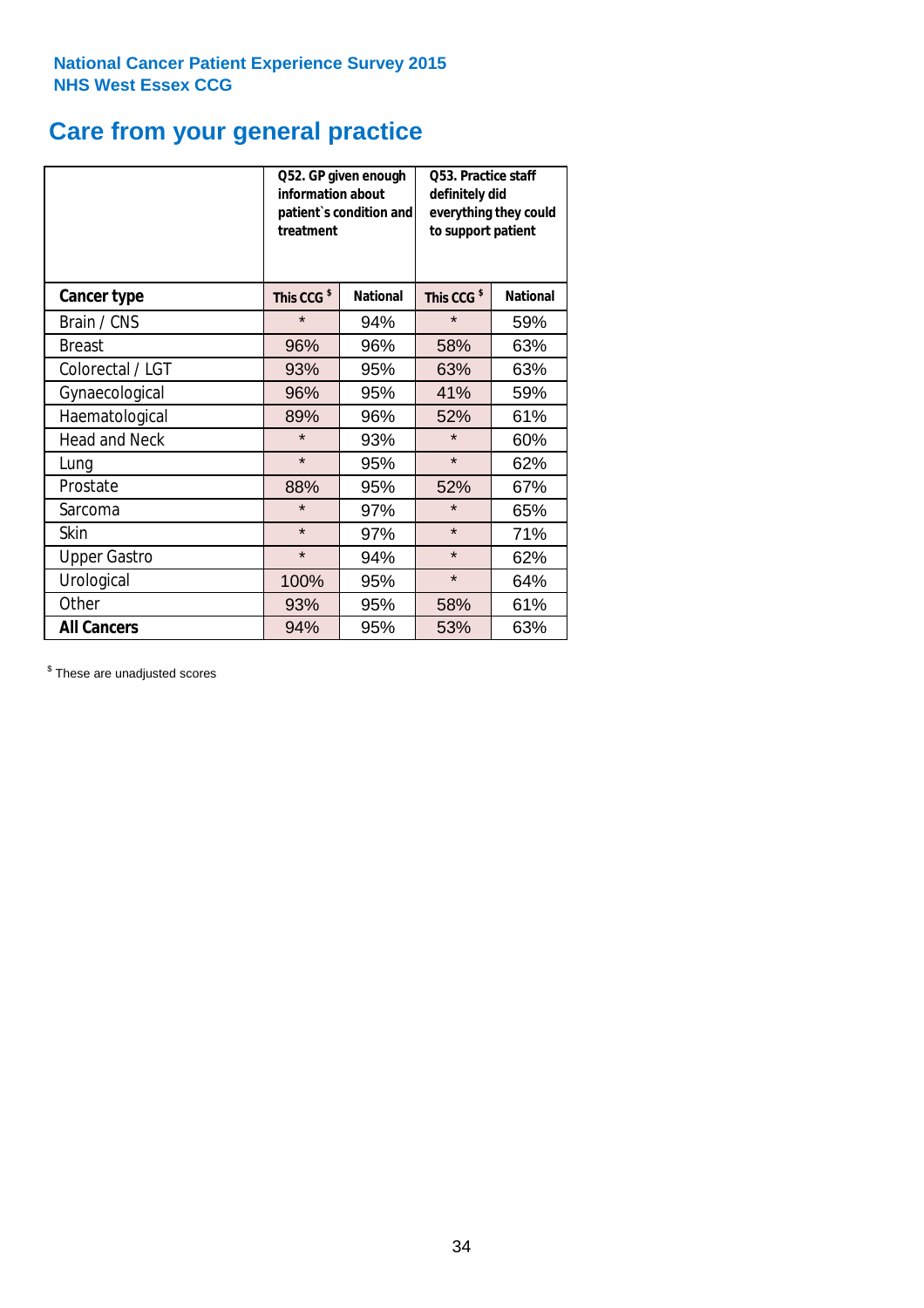National Cancer Patient Experience Survey 2015
NHS West Essex CCG

# Care from your general practice

| | Q52. GP given enough information about patient`s condition and treatment | | Q53. Practice staff definitely did everything they could to support patient | |
|---|---|---|---|---|
| **Cancer type** | **This CCG [$]** | **National** | **This CCG [$]** | **National** |
| Brain / CNS | * | 94% | * | 59% |
| Breast | 96% | 96% | 58% | 63% |
| Colorectal / LGT | 93% | 95% | 63% | 63% |
| Gynaecological | 96% | 95% | 41% | 59% |
| Haematological | 89% | 96% | 52% | 61% |
| Head and Neck | * | 93% | * | 60% |
| Lung | * | 95% | * | 62% |
| Prostate | 88% | 95% | 52% | 67% |
| Sarcoma | * | 97% | * | 65% |
| Skin | * | 97% | * | 71% |
| Upper Gastro | * | 94% | * | 62% |
| Urological | 100% | 95% | * | 64% |
| Other | 93% | 95% | 58% | 61% |
| **All Cancers** | 94% | 95% | 53% | 63% |

[$] These are unadjusted scores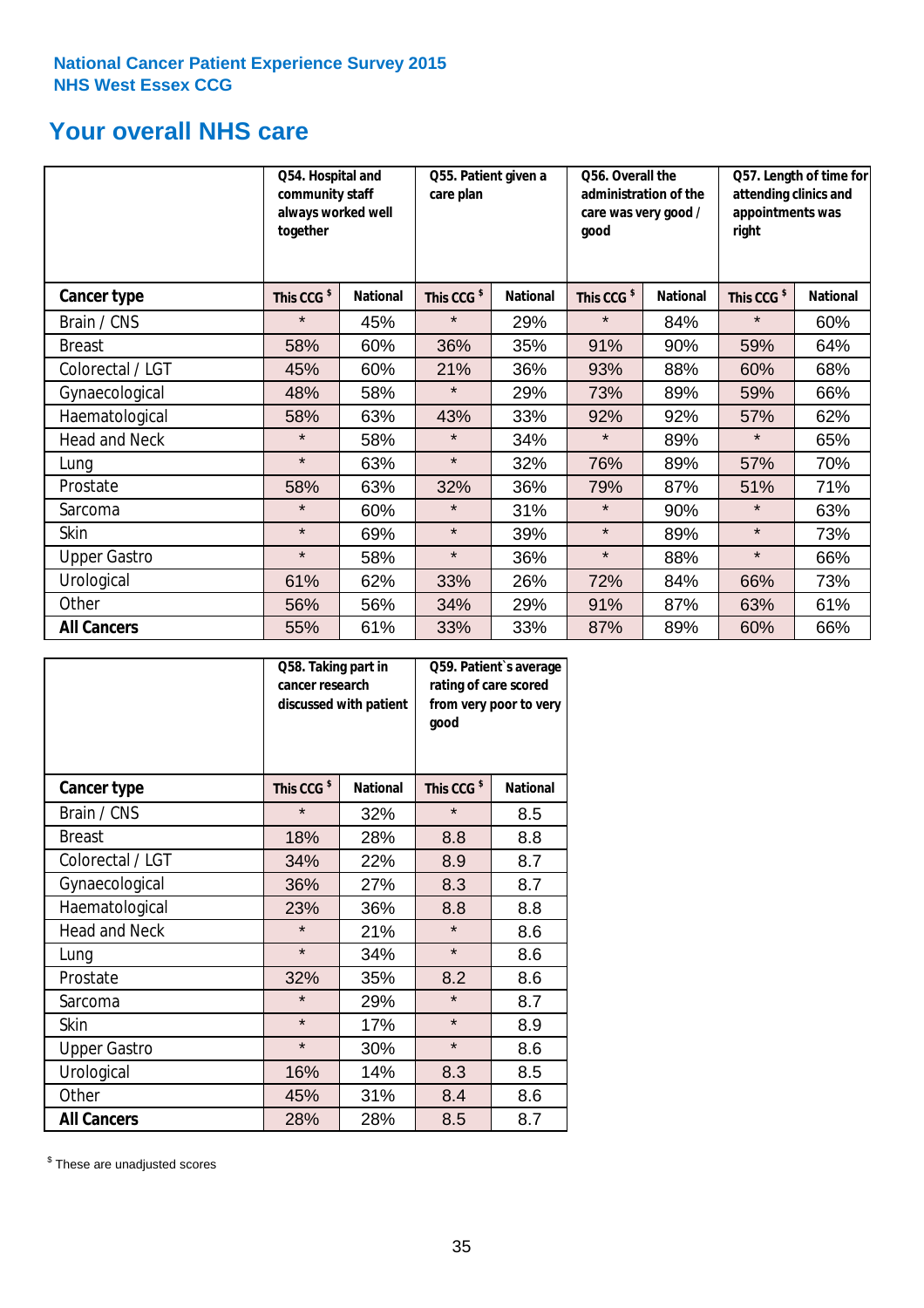**National Cancer Patient Experience Survey 2015**
**NHS West Essex CCG**

## Your overall NHS care

| | Q54. Hospital and community staff always worked well together | | Q55. Patient given a care plan | | Q56. Overall the administration of the care was very good / good | | Q57. Length of time for attending clinics and appointments was right | |
|---|---|---|---|---|---|---|---|---|
| **Cancer type** | **This CCG $** | **National** | **This CCG $** | **National** | **This CCG $** | **National** | **This CCG $** | **National** |
| Brain / CNS | * | 45% | * | 29% | * | 84% | * | 60% |
| Breast | 58% | 60% | 36% | 35% | 91% | 90% | 59% | 64% |
| Colorectal / LGT | 45% | 60% | 21% | 36% | 93% | 88% | 60% | 68% |
| Gynaecological | 48% | 58% | * | 29% | 73% | 89% | 59% | 66% |
| Haematological | 58% | 63% | 43% | 33% | 92% | 92% | 57% | 62% |
| Head and Neck | * | 58% | * | 34% | * | 89% | * | 65% |
| Lung | * | 63% | * | 32% | 76% | 89% | 57% | 70% |
| Prostate | 58% | 63% | 32% | 36% | 79% | 87% | 51% | 71% |
| Sarcoma | * | 60% | * | 31% | * | 90% | * | 63% |
| Skin | * | 69% | * | 39% | * | 89% | * | 73% |
| Upper Gastro | * | 58% | * | 36% | * | 88% | * | 66% |
| Urological | 61% | 62% | 33% | 26% | 72% | 84% | 66% | 73% |
| Other | 56% | 56% | 34% | 29% | 91% | 87% | 63% | 61% |
| **All Cancers** | 55% | 61% | 33% | 33% | 87% | 89% | 60% | 66% |

| | Q58. Taking part in cancer research discussed with patient | | Q59. Patient`s average rating of care scored from very poor to very good | |
|---|---|---|---|---|
| **Cancer type** | **This CCG $** | **National** | **This CCG $** | **National** |
| Brain / CNS | * | 32% | * | 8.5 |
| Breast | 18% | 28% | 8.8 | 8.8 |
| Colorectal / LGT | 34% | 22% | 8.9 | 8.7 |
| Gynaecological | 36% | 27% | 8.3 | 8.7 |
| Haematological | 23% | 36% | 8.8 | 8.8 |
| Head and Neck | * | 21% | * | 8.6 |
| Lung | * | 34% | * | 8.6 |
| Prostate | 32% | 35% | 8.2 | 8.6 |
| Sarcoma | * | 29% | * | 8.7 |
| Skin | * | 17% | * | 8.9 |
| Upper Gastro | * | 30% | * | 8.6 |
| Urological | 16% | 14% | 8.3 | 8.5 |
| Other | 45% | 31% | 8.4 | 8.6 |
| **All Cancers** | 28% | 28% | 8.5 | 8.7 |

$ These are unadjusted scores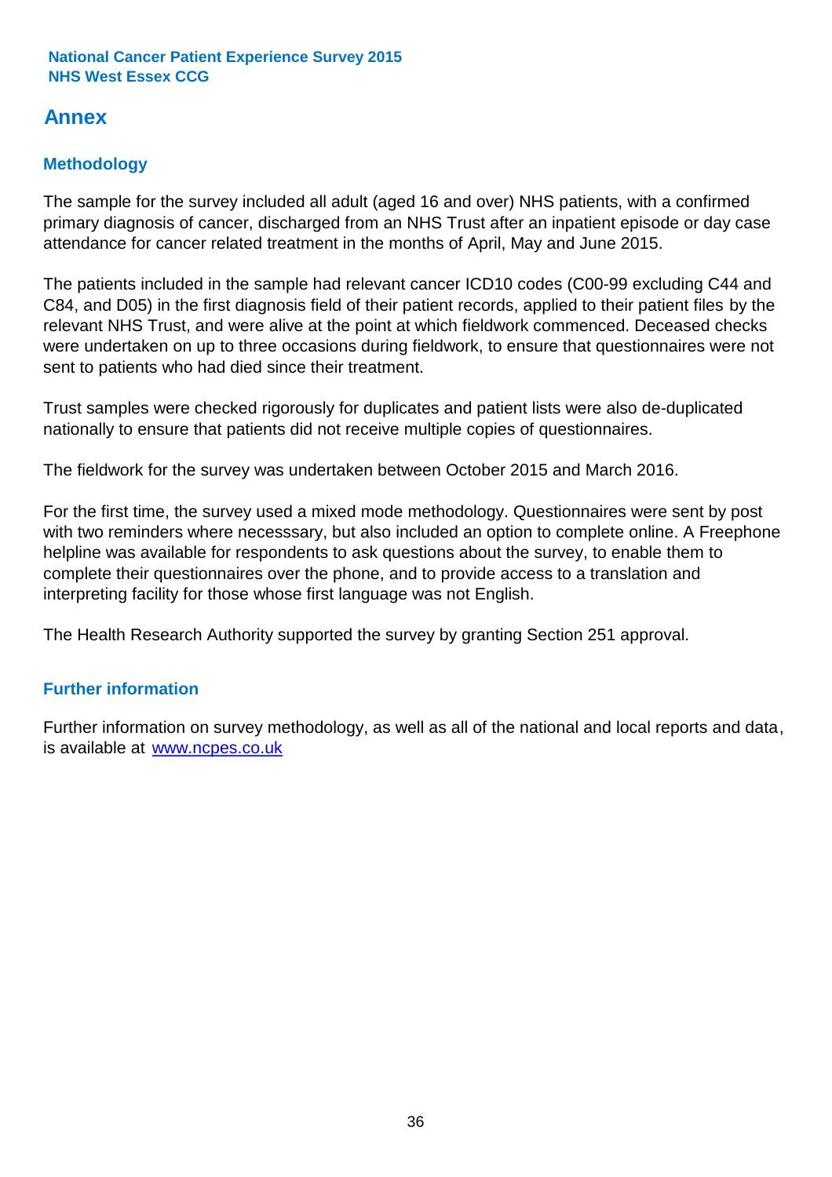# Annex

## Methodology

The sample for the survey included all adult (aged 16 and over) NHS patients, with a confirmed primary diagnosis of cancer, discharged from an NHS Trust after an inpatient episode or day case attendance for cancer related treatment in the months of April, May and June 2015.

The patients included in the sample had relevant cancer ICD10 codes (C00-99 excluding C44 and C84, and D05) in the first diagnosis field of their patient records, applied to their patient files by the relevant NHS Trust, and were alive at the point at which fieldwork commenced. Deceased checks were undertaken on up to three occasions during fieldwork, to ensure that questionnaires were not sent to patients who had died since their treatment.

Trust samples were checked rigorously for duplicates and patient lists were also de-duplicated nationally to ensure that patients did not receive multiple copies of questionnaires.

The fieldwork for the survey was undertaken between October 2015 and March 2016.

For the first time, the survey used a mixed mode methodology. Questionnaires were sent by post with two reminders where necesssary, but also included an option to complete online. A Freephone helpline was available for respondents to ask questions about the survey, to enable them to complete their questionnaires over the phone, and to provide access to a translation and interpreting facility for those whose first language was not English.

The Health Research Authority supported the survey by granting Section 251 approval.

## Further information

Further information on survey methodology, as well as all of the national and local reports and data, is available at [www.ncpes.co.uk](http://www.ncpes.co.uk)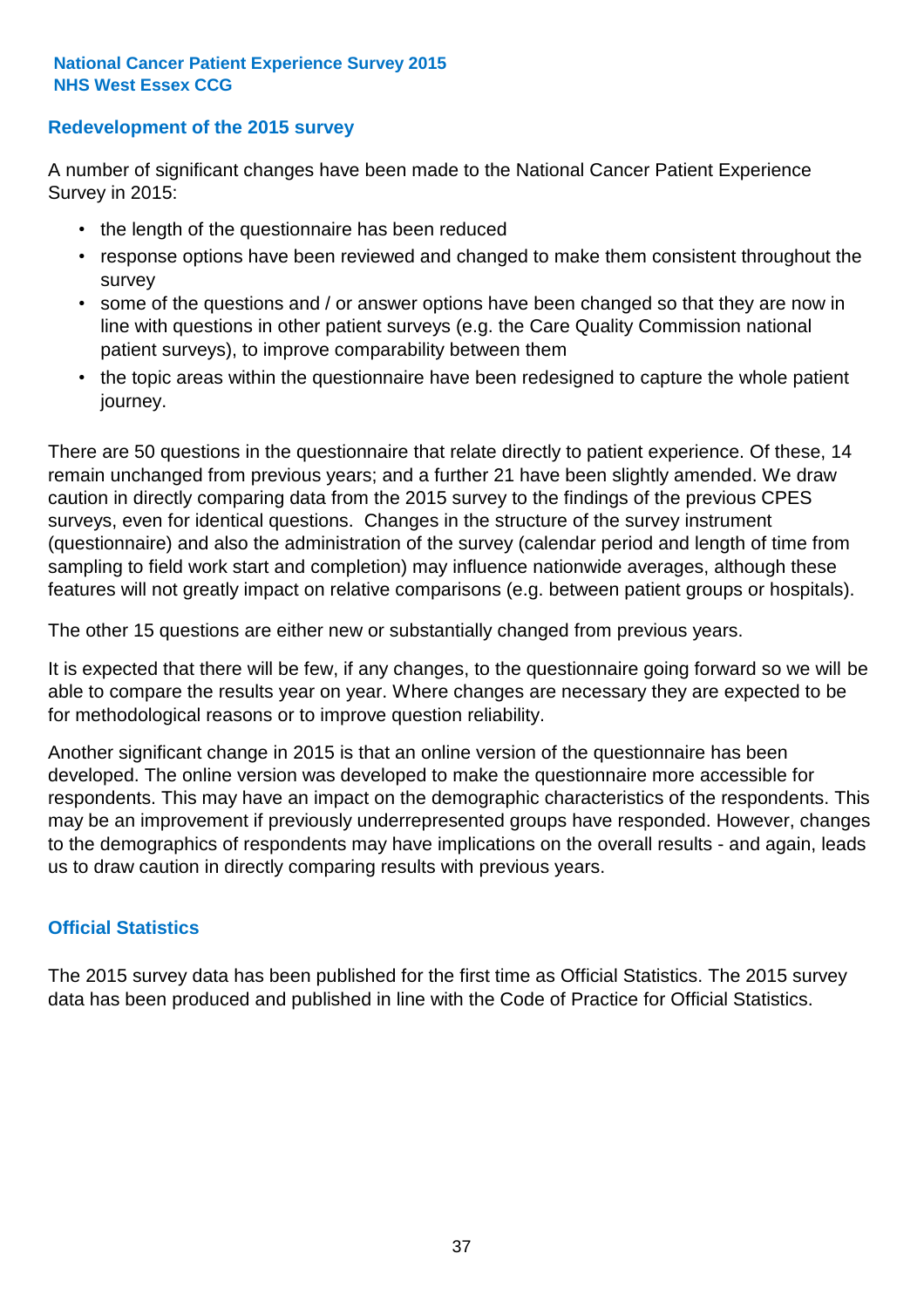## Redevelopment of the 2015 survey

A number of significant changes have been made to the National Cancer Patient Experience Survey in 2015:

- the length of the questionnaire has been reduced
- response options have been reviewed and changed to make them consistent throughout the survey
- some of the questions and / or answer options have been changed so that they are now in line with questions in other patient surveys (e.g. the Care Quality Commission national patient surveys), to improve comparability between them
- the topic areas within the questionnaire have been redesigned to capture the whole patient journey.

There are 50 questions in the questionnaire that relate directly to patient experience. Of these, 14 remain unchanged from previous years; and a further 21 have been slightly amended. We draw caution in directly comparing data from the 2015 survey to the findings of the previous CPES surveys, even for identical questions. Changes in the structure of the survey instrument (questionnaire) and also the administration of the survey (calendar period and length of time from sampling to field work start and completion) may influence nationwide averages, although these features will not greatly impact on relative comparisons (e.g. between patient groups or hospitals).

The other 15 questions are either new or substantially changed from previous years.

It is expected that there will be few, if any changes, to the questionnaire going forward so we will be able to compare the results year on year. Where changes are necessary they are expected to be for methodological reasons or to improve question reliability.

Another significant change in 2015 is that an online version of the questionnaire has been developed. The online version was developed to make the questionnaire more accessible for respondents. This may have an impact on the demographic characteristics of the respondents. This may be an improvement if previously underrepresented groups have responded. However, changes to the demographics of respondents may have implications on the overall results - and again, leads us to draw caution in directly comparing results with previous years.

## Official Statistics

The 2015 survey data has been published for the first time as Official Statistics. The 2015 survey data has been produced and published in line with the Code of Practice for Official Statistics.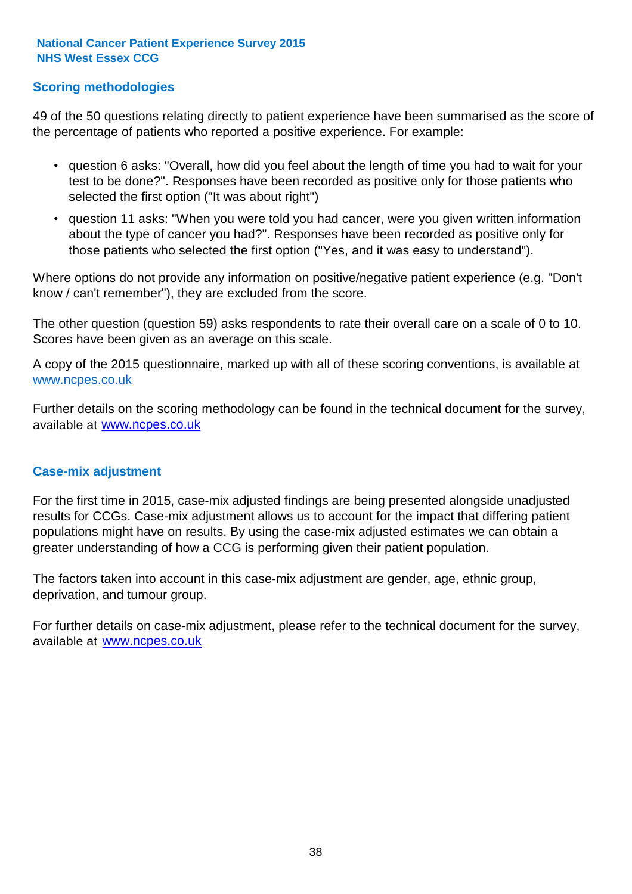## Scoring methodologies

49 of the 50 questions relating directly to patient experience have been summarised as the score of the percentage of patients who reported a positive experience. For example:

- question 6 asks: "Overall, how did you feel about the length of time you had to wait for your test to be done?". Responses have been recorded as positive only for those patients who selected the first option ("It was about right")
- question 11 asks: "When you were told you had cancer, were you given written information about the type of cancer you had?". Responses have been recorded as positive only for those patients who selected the first option ("Yes, and it was easy to understand").

Where options do not provide any information on positive/negative patient experience (e.g. "Don't know / can't remember"), they are excluded from the score.

The other question (question 59) asks respondents to rate their overall care on a scale of 0 to 10. Scores have been given as an average on this scale.

A copy of the 2015 questionnaire, marked up with all of these scoring conventions, is available at www.ncpes.co.uk

Further details on the scoring methodology can be found in the technical document for the survey, available at www.ncpes.co.uk

## Case-mix adjustment

For the first time in 2015, case-mix adjusted findings are being presented alongside unadjusted results for CCGs. Case-mix adjustment allows us to account for the impact that differing patient populations might have on results. By using the case-mix adjusted estimates we can obtain a greater understanding of how a CCG is performing given their patient population.

The factors taken into account in this case-mix adjustment are gender, age, ethnic group, deprivation, and tumour group.

For further details on case-mix adjustment, please refer to the technical document for the survey, available at www.ncpes.co.uk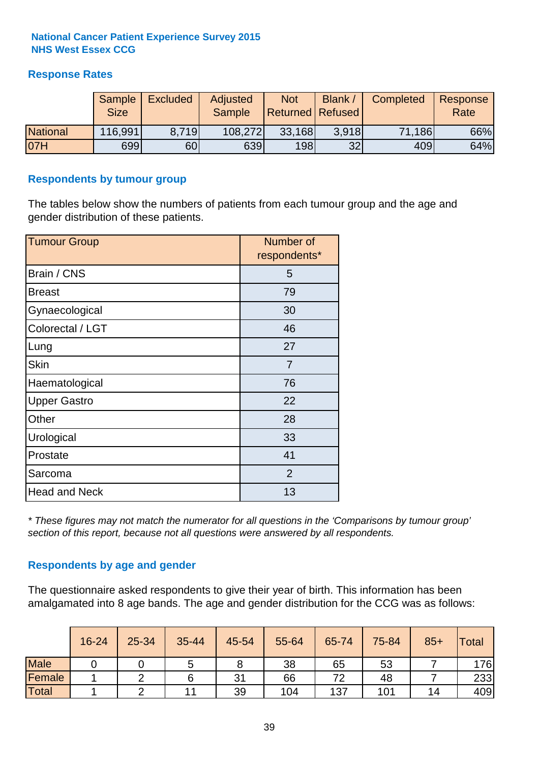**National Cancer Patient Experience Survey 2015**
**NHS West Essex CCG**

## Response Rates

| | Sample Size | Excluded | Adjusted Sample | Not Returned | Blank / Refused | Completed | Response Rate |
|---|---|---|---|---|---|---|---|
| National | 116,991 | 8,719 | 108,272 | 33,168 | 3,918 | 71,186 | 66% |
| 07H | 699 | 60 | 639 | 198 | 32 | 409 | 64% |

## Respondents by tumour group

The tables below show the numbers of patients from each tumour group and the age and gender distribution of these patients.

| Tumour Group | Number of respondents* |
|---|---|
| Brain / CNS | 5 |
| Breast | 79 |
| Gynaecological | 30 |
| Colorectal / LGT | 46 |
| Lung | 27 |
| Skin | 7 |
| Haematological | 76 |
| Upper Gastro | 22 |
| Other | 28 |
| Urological | 33 |
| Prostate | 41 |
| Sarcoma | 2 |
| Head and Neck | 13 |

*\* These figures may not match the numerator for all questions in the 'Comparisons by tumour group' section of this report, because not all questions were answered by all respondents.*

## Respondents by age and gender

The questionnaire asked respondents to give their year of birth. This information has been amalgamated into 8 age bands. The age and gender distribution for the CCG was as follows:

| | 16-24 | 25-34 | 35-44 | 45-54 | 55-64 | 65-74 | 75-84 | 85+ | Total |
|---|---|---|---|---|---|---|---|---|---|
| Male | 0 | 0 | 5 | 8 | 38 | 65 | 53 | 7 | 176 |
| Female | 1 | 2 | 6 | 31 | 66 | 72 | 48 | 7 | 233 |
| Total | 1 | 2 | 11 | 39 | 104 | 137 | 101 | 14 | 409 |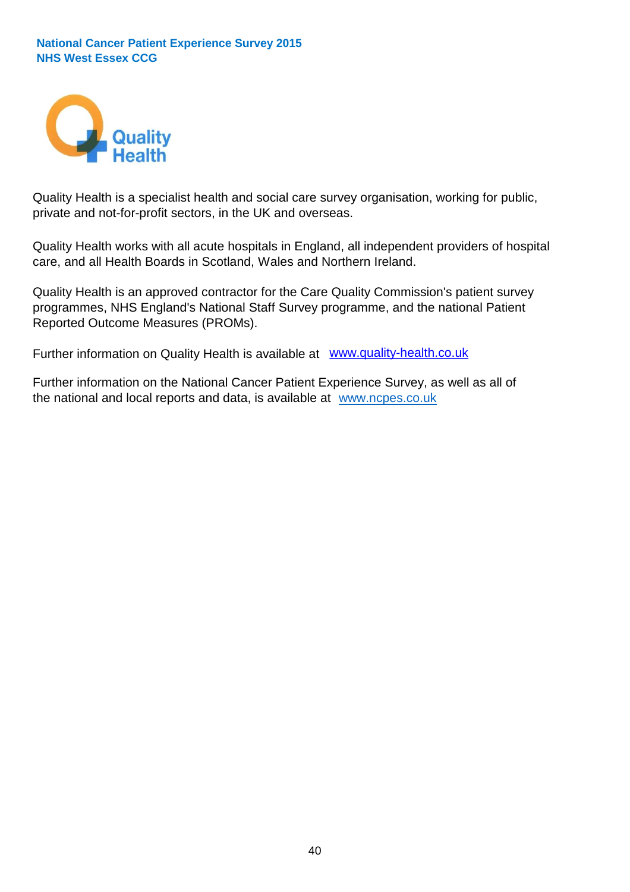National Cancer Patient Experience Survey 2015
NHS West Essex CCG

Quality Health

Quality Health is a specialist health and social care survey organisation, working for public, private and not-for-profit sectors, in the UK and overseas.

Quality Health works with all acute hospitals in England, all independent providers of hospital care, and all Health Boards in Scotland, Wales and Northern Ireland.

Quality Health is an approved contractor for the Care Quality Commission's patient survey programmes, NHS England's National Staff Survey programme, and the national Patient Reported Outcome Measures (PROMs).

Further information on Quality Health is available at www.quality-health.co.uk

Further information on the National Cancer Patient Experience Survey, as well as all of the national and local reports and data, is available at www.ncpes.co.uk